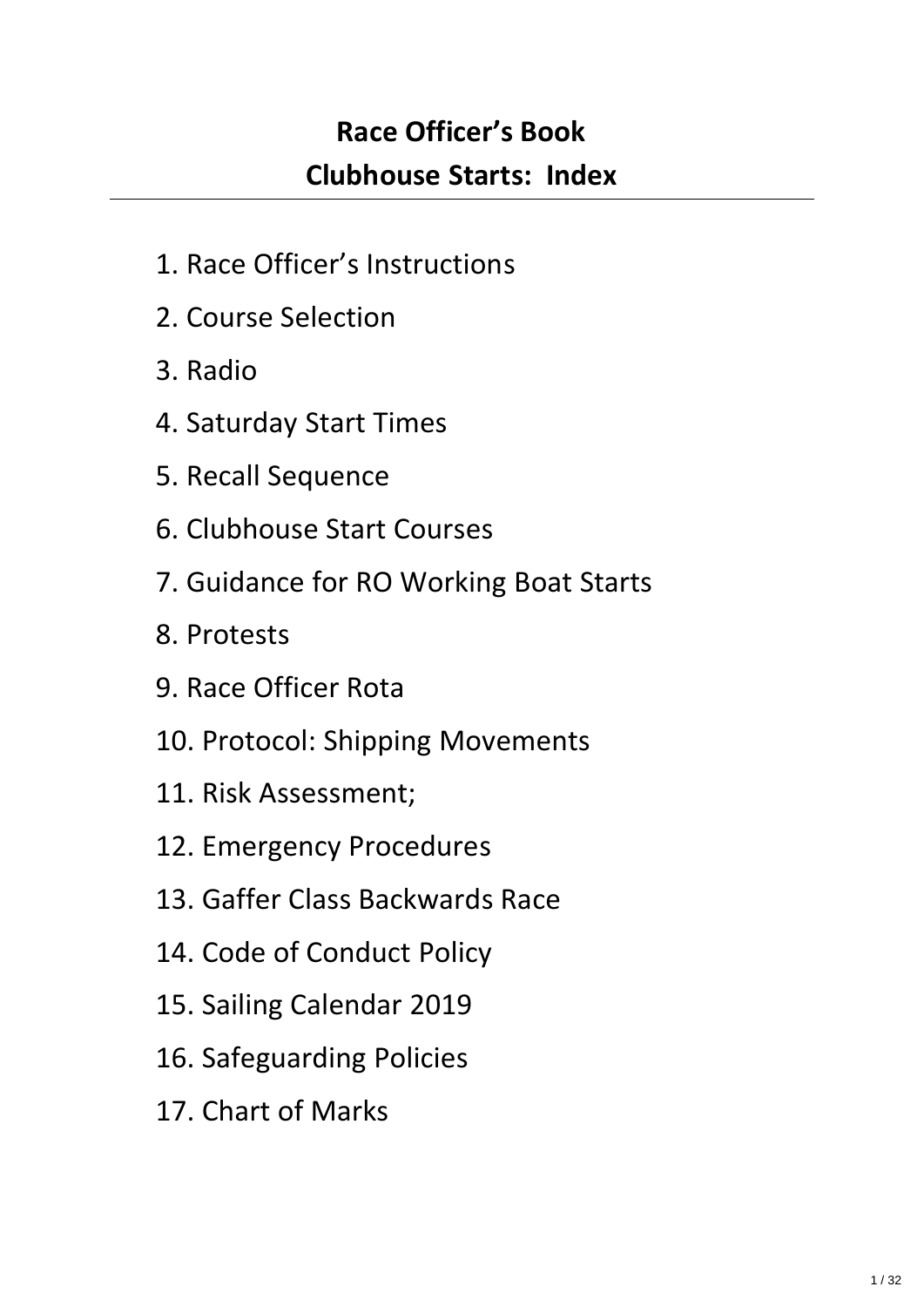# Race Officer's Book
## Clubhouse Starts: Index

1. Race Officer's Instructions
2. Course Selection
3. Radio
4. Saturday Start Times
5. Recall Sequence
6. Clubhouse Start Courses
7. Guidance for RO Working Boat Starts
8. Protests
9. Race Officer Rota
10. Protocol: Shipping Movements
11. Risk Assessment;
12. Emergency Procedures
13. Gaffer Class Backwards Race
14. Code of Conduct Policy
15. Sailing Calendar 2019
16. Safeguarding Policies
17. Chart of Marks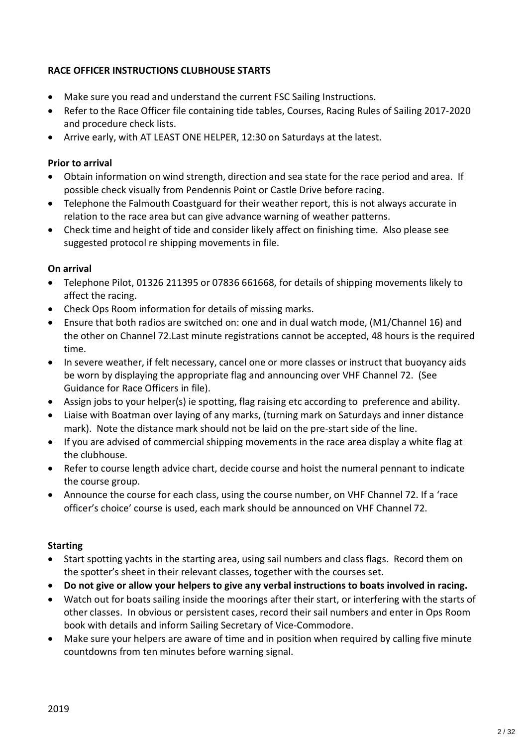**RACE OFFICER INSTRUCTIONS CLUBHOUSE STARTS**

- Make sure you read and understand the current FSC Sailing Instructions.
- Refer to the Race Officer file containing tide tables, Courses, Racing Rules of Sailing 2017-2020 and procedure check lists.
- Arrive early, with AT LEAST ONE HELPER, 12:30 on Saturdays at the latest.

**Prior to arrival**

- Obtain information on wind strength, direction and sea state for the race period and area. If possible check visually from Pendennis Point or Castle Drive before racing.
- Telephone the Falmouth Coastguard for their weather report, this is not always accurate in relation to the race area but can give advance warning of weather patterns.
- Check time and height of tide and consider likely affect on finishing time. Also please see suggested protocol re shipping movements in file.

**On arrival**

- Telephone Pilot, 01326 211395 or 07836 661668, for details of shipping movements likely to affect the racing.
- Check Ops Room information for details of missing marks.
- Ensure that both radios are switched on: one and in dual watch mode, (M1/Channel 16) and the other on Channel 72.Last minute registrations cannot be accepted, 48 hours is the required time.
- In severe weather, if felt necessary, cancel one or more classes or instruct that buoyancy aids be worn by displaying the appropriate flag and announcing over VHF Channel 72. (See Guidance for Race Officers in file).
- Assign jobs to your helper(s) ie spotting, flag raising etc according to preference and ability.
- Liaise with Boatman over laying of any marks, (turning mark on Saturdays and inner distance mark). Note the distance mark should not be laid on the pre-start side of the line.
- If you are advised of commercial shipping movements in the race area display a white flag at the clubhouse.
- Refer to course length advice chart, decide course and hoist the numeral pennant to indicate the course group.
- Announce the course for each class, using the course number, on VHF Channel 72. If a 'race officer's choice' course is used, each mark should be announced on VHF Channel 72.

**Starting**

- Start spotting yachts in the starting area, using sail numbers and class flags. Record them on the spotter's sheet in their relevant classes, together with the courses set.
- **Do not give or allow your helpers to give any verbal instructions to boats involved in racing.**
- Watch out for boats sailing inside the moorings after their start, or interfering with the starts of other classes. In obvious or persistent cases, record their sail numbers and enter in Ops Room book with details and inform Sailing Secretary of Vice-Commodore.
- Make sure your helpers are aware of time and in position when required by calling five minute countdowns from ten minutes before warning signal.

2019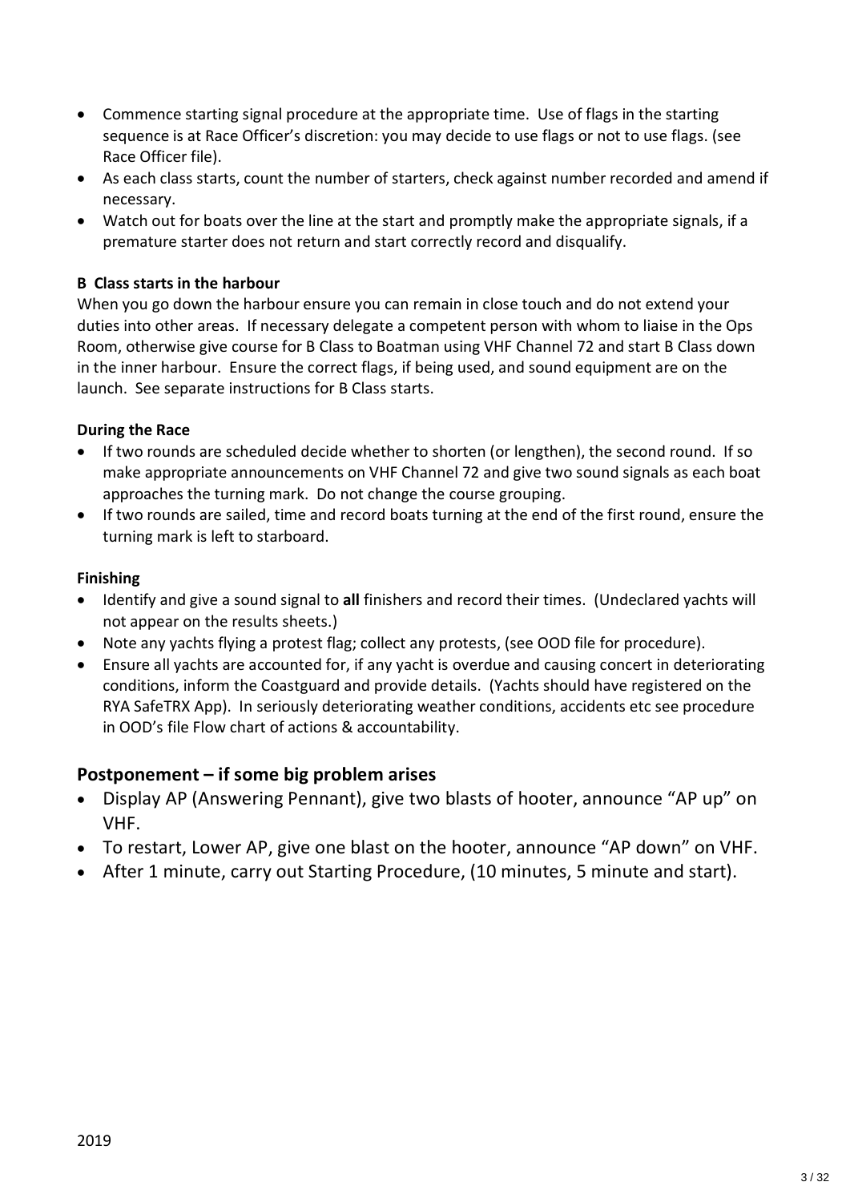- Commence starting signal procedure at the appropriate time. Use of flags in the starting sequence is at Race Officer's discretion: you may decide to use flags or not to use flags. (see Race Officer file).
- As each class starts, count the number of starters, check against number recorded and amend if necessary.
- Watch out for boats over the line at the start and promptly make the appropriate signals, if a premature starter does not return and start correctly record and disqualify.

**B Class starts in the harbour**

When you go down the harbour ensure you can remain in close touch and do not extend your duties into other areas. If necessary delegate a competent person with whom to liaise in the Ops Room, otherwise give course for B Class to Boatman using VHF Channel 72 and start B Class down in the inner harbour. Ensure the correct flags, if being used, and sound equipment are on the launch. See separate instructions for B Class starts.

**During the Race**

- If two rounds are scheduled decide whether to shorten (or lengthen), the second round. If so make appropriate announcements on VHF Channel 72 and give two sound signals as each boat approaches the turning mark. Do not change the course grouping.
- If two rounds are sailed, time and record boats turning at the end of the first round, ensure the turning mark is left to starboard.

**Finishing**

- Identify and give a sound signal to **all** finishers and record their times. (Undeclared yachts will not appear on the results sheets.)
- Note any yachts flying a protest flag; collect any protests, (see OOD file for procedure).
- Ensure all yachts are accounted for, if any yacht is overdue and causing concert in deteriorating conditions, inform the Coastguard and provide details. (Yachts should have registered on the RYA SafeTRX App). In seriously deteriorating weather conditions, accidents etc see procedure in OOD's file Flow chart of actions & accountability.

## Postponement – if some big problem arises

- Display AP (Answering Pennant), give two blasts of hooter, announce "AP up" on VHF.
- To restart, Lower AP, give one blast on the hooter, announce "AP down" on VHF.
- After 1 minute, carry out Starting Procedure, (10 minutes, 5 minute and start).

2019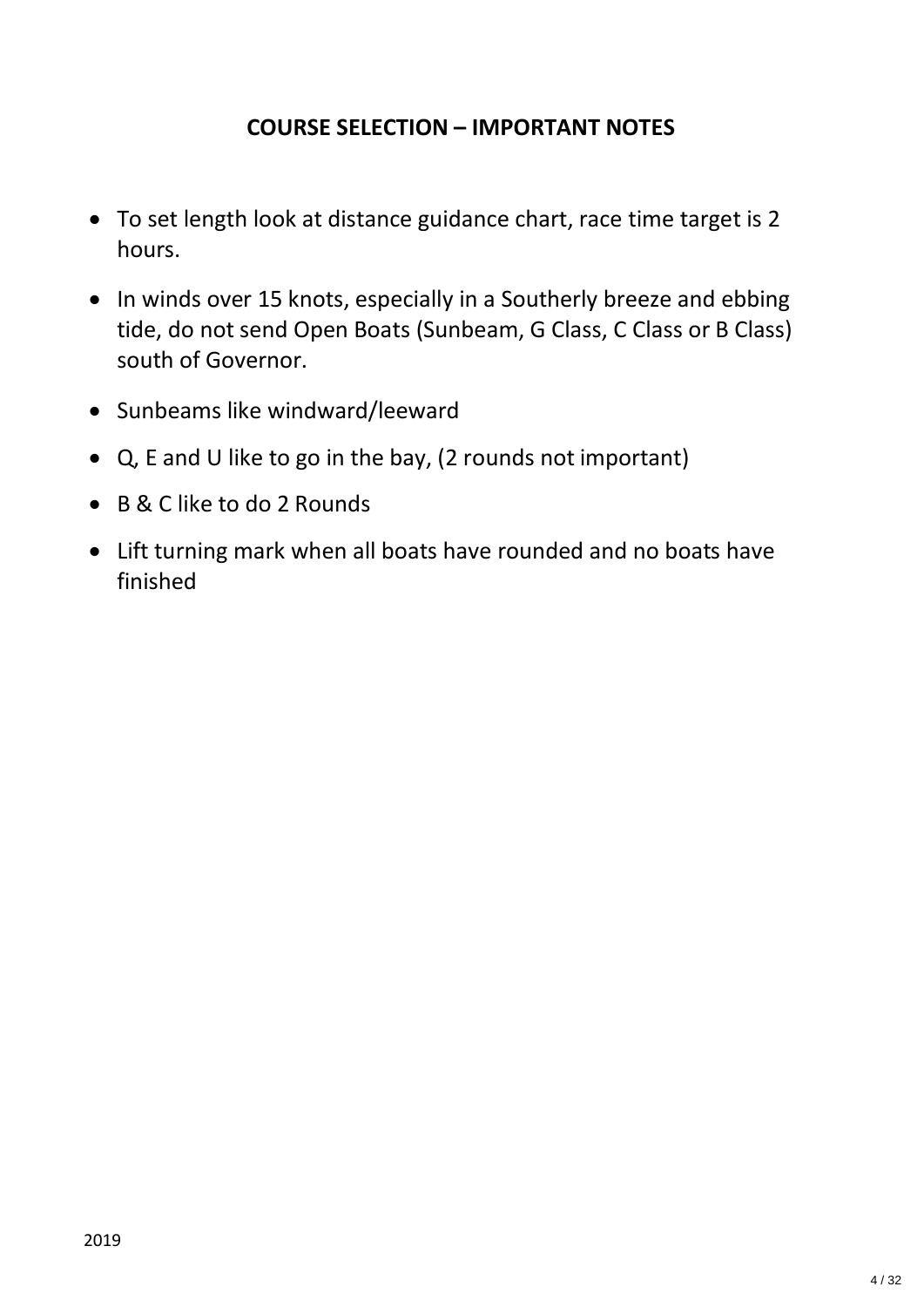## COURSE SELECTION – IMPORTANT NOTES

- To set length look at distance guidance chart, race time target is 2 hours.
- In winds over 15 knots, especially in a Southerly breeze and ebbing tide, do not send Open Boats (Sunbeam, G Class, C Class or B Class) south of Governor.
- Sunbeams like windward/leeward
- Q, E and U like to go in the bay, (2 rounds not important)
- B & C like to do 2 Rounds
- Lift turning mark when all boats have rounded and no boats have finished

2019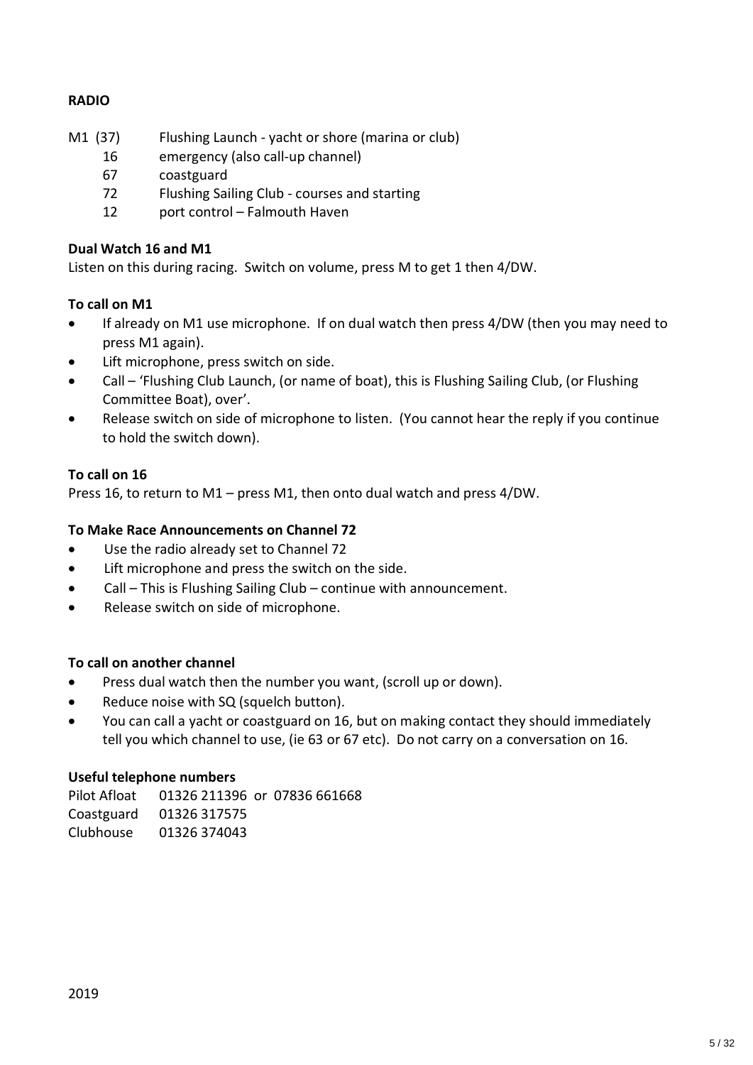**RADIO**

| | |
|---|---|
| M1 (37) | Flushing Launch - yacht or shore (marina or club) |
| 16 | emergency (also call-up channel) |
| 67 | coastguard |
| 72 | Flushing Sailing Club - courses and starting |
| 12 | port control – Falmouth Haven |

**Dual Watch 16 and M1**

Listen on this during racing. Switch on volume, press M to get 1 then 4/DW.

**To call on M1**

- If already on M1 use microphone. If on dual watch then press 4/DW (then you may need to press M1 again).
- Lift microphone, press switch on side.
- Call – 'Flushing Club Launch, (or name of boat), this is Flushing Sailing Club, (or Flushing Committee Boat), over'.
- Release switch on side of microphone to listen. (You cannot hear the reply if you continue to hold the switch down).

**To call on 16**

Press 16, to return to M1 – press M1, then onto dual watch and press 4/DW.

**To Make Race Announcements on Channel 72**

- Use the radio already set to Channel 72
- Lift microphone and press the switch on the side.
- Call – This is Flushing Sailing Club – continue with announcement.
- Release switch on side of microphone.

**To call on another channel**

- Press dual watch then the number you want, (scroll up or down).
- Reduce noise with SQ (squelch button).
- You can call a yacht or coastguard on 16, but on making contact they should immediately tell you which channel to use, (ie 63 or 67 etc). Do not carry on a conversation on 16.

**Useful telephone numbers**

| | |
|---|---|
| Pilot Afloat | 01326 211396 or 07836 661668 |
| Coastguard | 01326 317575 |
| Clubhouse | 01326 374043 |

2019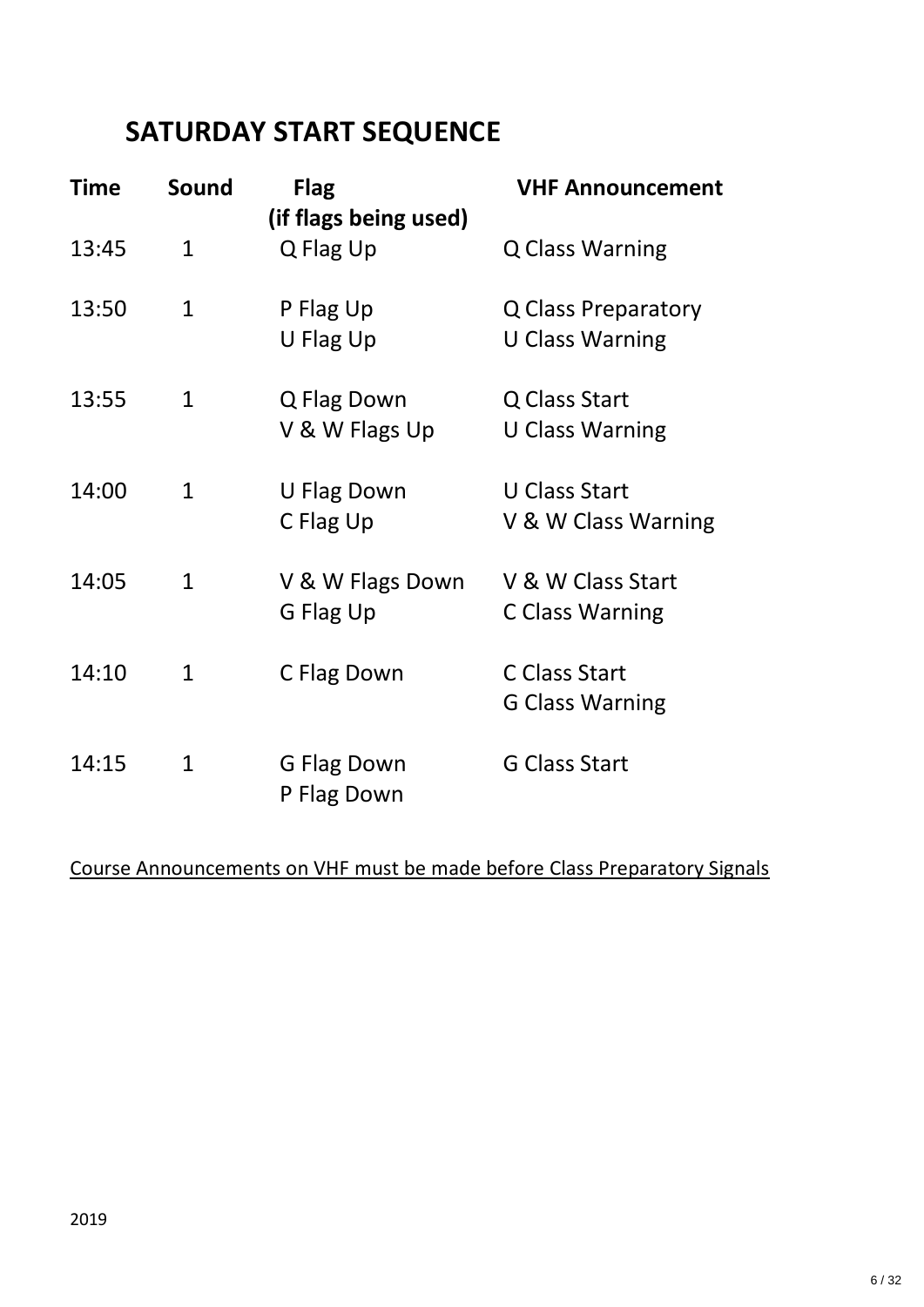# SATURDAY START SEQUENCE

| Time | Sound | Flag (if flags being used) | VHF Announcement |
|---|---|---|---|
| 13:45 | 1 | Q Flag Up | Q Class Warning |
| 13:50 | 1 | P Flag Up<br>U Flag Up | Q Class Preparatory<br>U Class Warning |
| 13:55 | 1 | Q Flag Down<br>V & W Flags Up | Q Class Start<br>U Class Warning |
| 14:00 | 1 | U Flag Down<br>C Flag Up | U Class Start<br>V & W Class Warning |
| 14:05 | 1 | V & W Flags Down<br>G Flag Up | V & W Class Start<br>C Class Warning |
| 14:10 | 1 | C Flag Down | C Class Start<br>G Class Warning |
| 14:15 | 1 | G Flag Down<br>P Flag Down | G Class Start |

Course Announcements on VHF must be made before Class Preparatory Signals

2019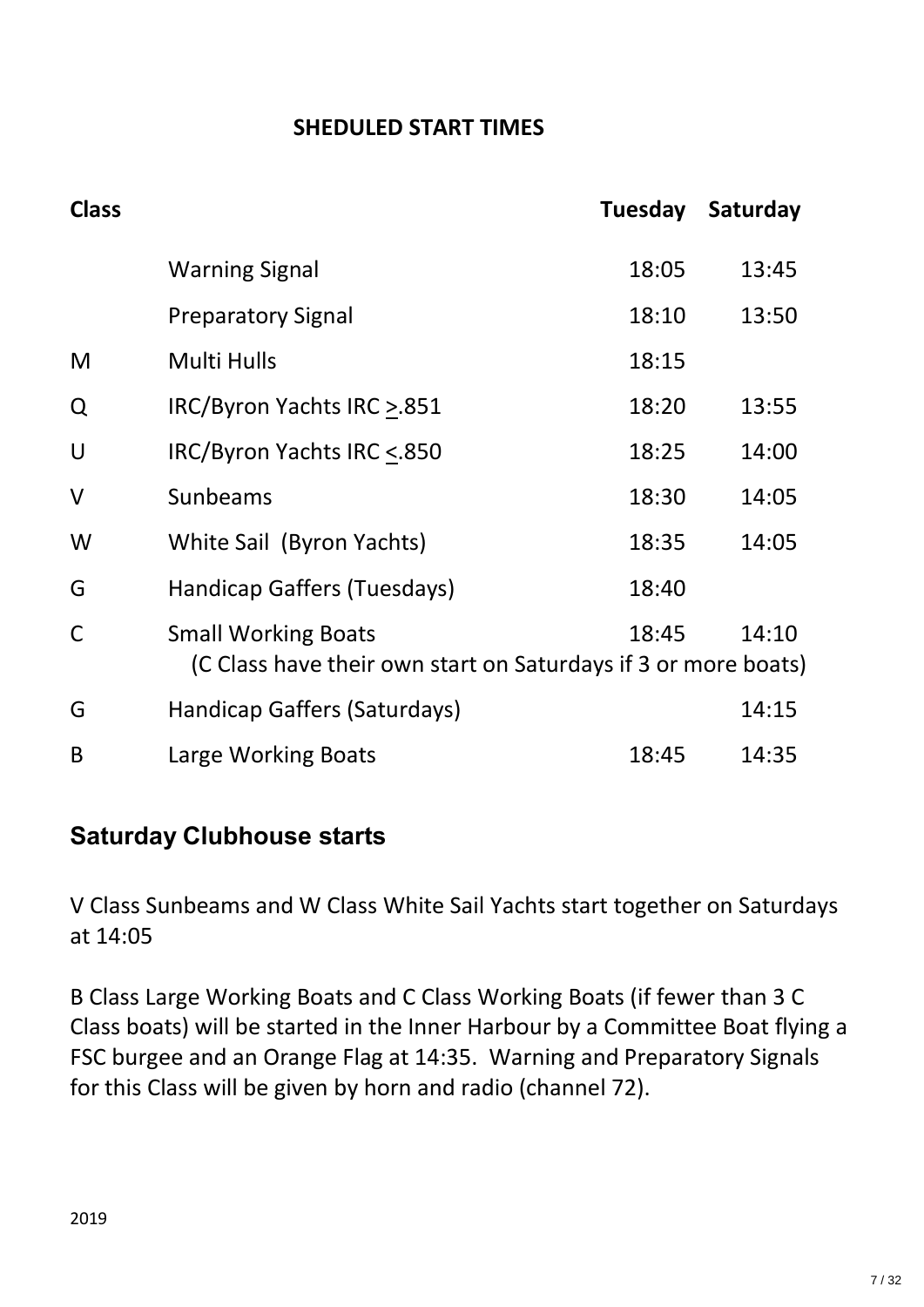**SHEDULED START TIMES**

| Class | | Tuesday | Saturday |
|---|---|---|---|
| | Warning Signal | 18:05 | 13:45 |
| | Preparatory Signal | 18:10 | 13:50 |
| M | Multi Hulls | 18:15 | |
| Q | IRC/Byron Yachts IRC ≥.851 | 18:20 | 13:55 |
| U | IRC/Byron Yachts IRC ≤.850 | 18:25 | 14:00 |
| V | Sunbeams | 18:30 | 14:05 |
| W | White Sail (Byron Yachts) | 18:35 | 14:05 |
| G | Handicap Gaffers (Tuesdays) | 18:40 | |
| C | Small Working Boats (C Class have their own start on Saturdays if 3 or more boats) | 18:45 | 14:10 |
| G | Handicap Gaffers (Saturdays) | | 14:15 |
| B | Large Working Boats | 18:45 | 14:35 |

## Saturday Clubhouse starts

V Class Sunbeams and W Class White Sail Yachts start together on Saturdays at 14:05

B Class Large Working Boats and C Class Working Boats (if fewer than 3 C Class boats) will be started in the Inner Harbour by a Committee Boat flying a FSC burgee and an Orange Flag at 14:35. Warning and Preparatory Signals for this Class will be given by horn and radio (channel 72).

2019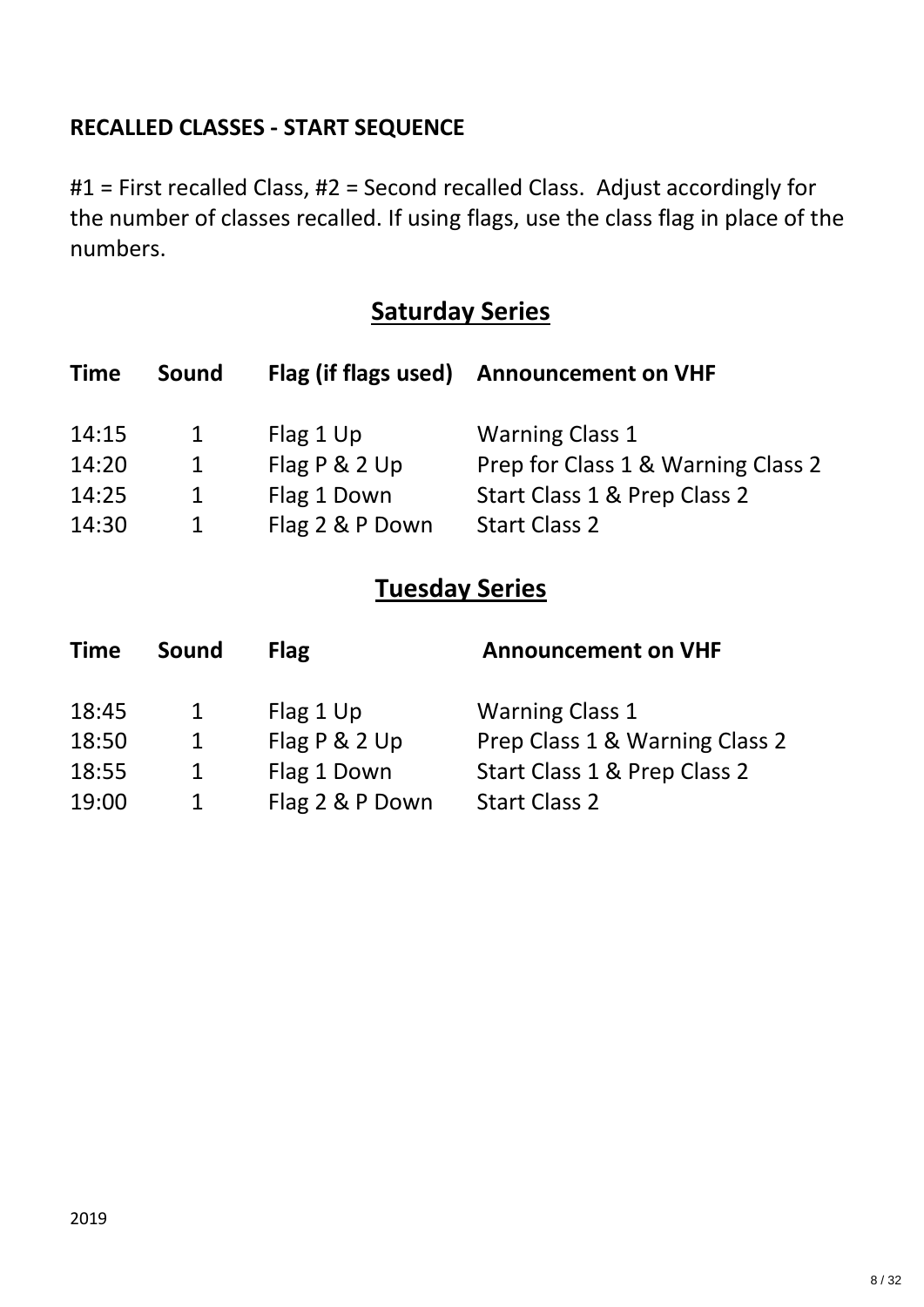**RECALLED CLASSES - START SEQUENCE**

#1 = First recalled Class, #2 = Second recalled Class. Adjust accordingly for the number of classes recalled. If using flags, use the class flag in place of the numbers.

## Saturday Series

| Time | Sound | Flag (if flags used) | Announcement on VHF |
|---|---|---|---|
| 14:15 | 1 | Flag 1 Up | Warning Class 1 |
| 14:20 | 1 | Flag P & 2 Up | Prep for Class 1 & Warning Class 2 |
| 14:25 | 1 | Flag 1 Down | Start Class 1 & Prep Class 2 |
| 14:30 | 1 | Flag 2 & P Down | Start Class 2 |

## Tuesday Series

| Time | Sound | Flag | Announcement on VHF |
|---|---|---|---|
| 18:45 | 1 | Flag 1 Up | Warning Class 1 |
| 18:50 | 1 | Flag P & 2 Up | Prep Class 1 & Warning Class 2 |
| 18:55 | 1 | Flag 1 Down | Start Class 1 & Prep Class 2 |
| 19:00 | 1 | Flag 2 & P Down | Start Class 2 |

2019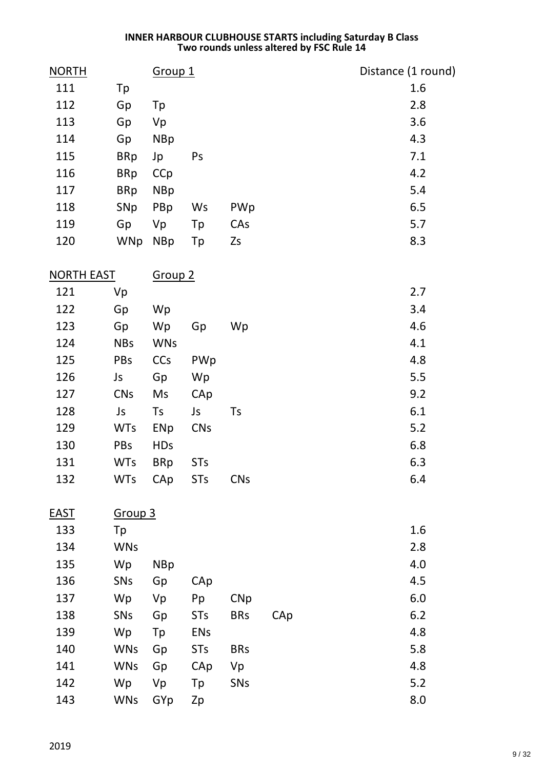**INNER HARBOUR CLUBHOUSE STARTS including Saturday B Class**
**Two rounds unless altered by FSC Rule 14**

| NORTH | Group 1 | | | | | Distance (1 round) |
|---|---|---|---|---|---|---|
| 111 | Tp | | | | | 1.6 |
| 112 | Gp | Tp | | | | 2.8 |
| 113 | Gp | Vp | | | | 3.6 |
| 114 | Gp | NBp | | | | 4.3 |
| 115 | BRp | Jp | Ps | | | 7.1 |
| 116 | BRp | CCp | | | | 4.2 |
| 117 | BRp | NBp | | | | 5.4 |
| 118 | SNp | PBp | Ws | PWp | | 6.5 |
| 119 | Gp | Vp | Tp | CAs | | 5.7 |
| 120 | WNp | NBp | Tp | Zs | | 8.3 |
| **NORTH EAST** | **Group 2** | | | | | |
| 121 | Vp | | | | | 2.7 |
| 122 | Gp | Wp | | | | 3.4 |
| 123 | Gp | Wp | Gp | Wp | | 4.6 |
| 124 | NBs | WNs | | | | 4.1 |
| 125 | PBs | CCs | PWp | | | 4.8 |
| 126 | Js | Gp | Wp | | | 5.5 |
| 127 | CNs | Ms | CAp | | | 9.2 |
| 128 | Js | Ts | Js | Ts | | 6.1 |
| 129 | WTs | ENp | CNs | | | 5.2 |
| 130 | PBs | HDs | | | | 6.8 |
| 131 | WTs | BRp | STs | | | 6.3 |
| 132 | WTs | CAp | STs | CNs | | 6.4 |
| **EAST** | **Group 3** | | | | | |
| 133 | Tp | | | | | 1.6 |
| 134 | WNs | | | | | 2.8 |
| 135 | Wp | NBp | | | | 4.0 |
| 136 | SNs | Gp | CAp | | | 4.5 |
| 137 | Wp | Vp | Pp | CNp | | 6.0 |
| 138 | SNs | Gp | STs | BRs | CAp | 6.2 |
| 139 | Wp | Tp | ENs | | | 4.8 |
| 140 | WNs | Gp | STs | BRs | | 5.8 |
| 141 | WNs | Gp | CAp | Vp | | 4.8 |
| 142 | Wp | Vp | Tp | SNs | | 5.2 |
| 143 | WNs | GYp | Zp | | | 8.0 |

2019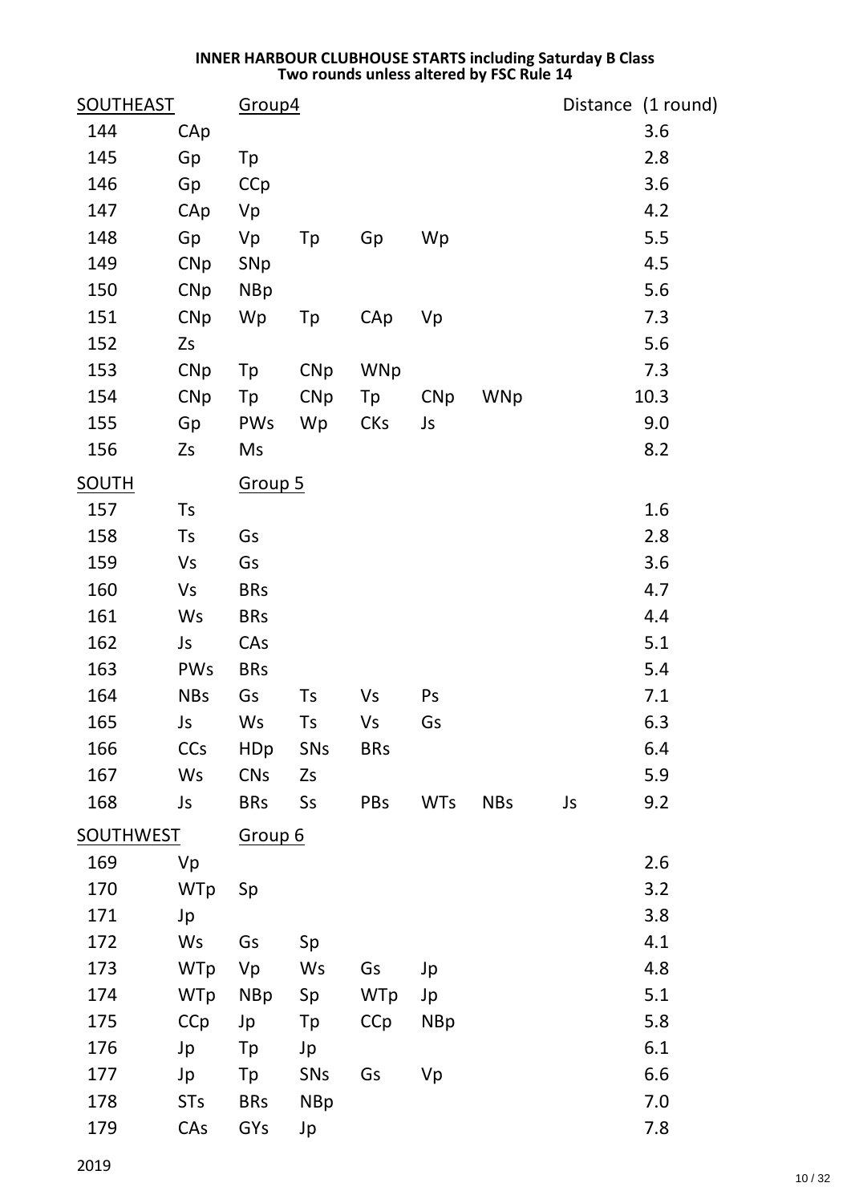**INNER HARBOUR CLUBHOUSE STARTS including Saturday B Class**
**Two rounds unless altered by FSC Rule 14**

| | | | | | | | | Distance (1 round) |
|---|---|---|---|---|---|---|---|---|
| **SOUTHEAST** | | **Group4** | | | | | | |
| 144 | CAp | | | | | | | 3.6 |
| 145 | Gp | Tp | | | | | | 2.8 |
| 146 | Gp | CCp | | | | | | 3.6 |
| 147 | CAp | Vp | | | | | | 4.2 |
| 148 | Gp | Vp | Tp | Gp | Wp | | | 5.5 |
| 149 | CNp | SNp | | | | | | 4.5 |
| 150 | CNp | NBp | | | | | | 5.6 |
| 151 | CNp | Wp | Tp | CAp | Vp | | | 7.3 |
| 152 | Zs | | | | | | | 5.6 |
| 153 | CNp | Tp | CNp | WNp | | | | 7.3 |
| 154 | CNp | Tp | CNp | Tp | CNp | WNp | | 10.3 |
| 155 | Gp | PWs | Wp | CKs | Js | | | 9.0 |
| 156 | Zs | Ms | | | | | | 8.2 |
| **SOUTH** | | **Group 5** | | | | | | |
| 157 | Ts | | | | | | | 1.6 |
| 158 | Ts | Gs | | | | | | 2.8 |
| 159 | Vs | Gs | | | | | | 3.6 |
| 160 | Vs | BRs | | | | | | 4.7 |
| 161 | Ws | BRs | | | | | | 4.4 |
| 162 | Js | CAs | | | | | | 5.1 |
| 163 | PWs | BRs | | | | | | 5.4 |
| 164 | NBs | Gs | Ts | Vs | Ps | | | 7.1 |
| 165 | Js | Ws | Ts | Vs | Gs | | | 6.3 |
| 166 | CCs | HDp | SNs | BRs | | | | 6.4 |
| 167 | Ws | CNs | Zs | | | | | 5.9 |
| 168 | Js | BRs | Ss | PBs | WTs | NBs | Js | 9.2 |
| **SOUTHWEST** | | **Group 6** | | | | | | |
| 169 | Vp | | | | | | | 2.6 |
| 170 | WTp | Sp | | | | | | 3.2 |
| 171 | Jp | | | | | | | 3.8 |
| 172 | Ws | Gs | Sp | | | | | 4.1 |
| 173 | WTp | Vp | Ws | Gs | Jp | | | 4.8 |
| 174 | WTp | NBp | Sp | WTp | Jp | | | 5.1 |
| 175 | CCp | Jp | Tp | CCp | NBp | | | 5.8 |
| 176 | Jp | Tp | Jp | | | | | 6.1 |
| 177 | Jp | Tp | SNs | Gs | Vp | | | 6.6 |
| 178 | STs | BRs | NBp | | | | | 7.0 |
| 179 | CAs | GYs | Jp | | | | | 7.8 |

2019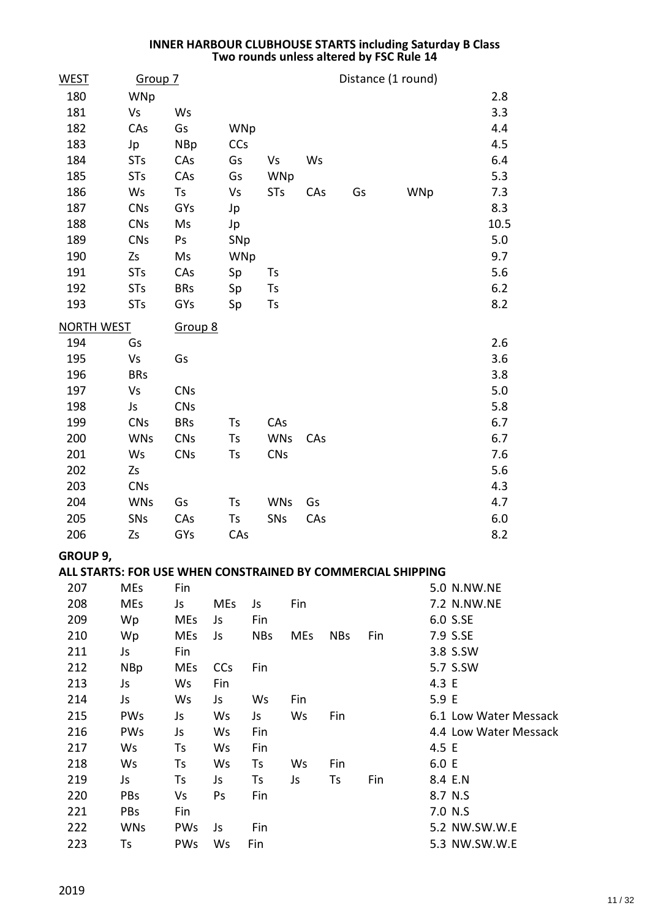**INNER HARBOUR CLUBHOUSE STARTS including Saturday B Class**
**Two rounds unless altered by FSC Rule 14**

| WEST | Group 7 | | | | | | | Distance (1 round) |
|---|---|---|---|---|---|---|---|---|
| 180 | WNp | | | | | | | 2.8 |
| 181 | Vs | Ws | | | | | | 3.3 |
| 182 | CAs | Gs | WNp | | | | | 4.4 |
| 183 | Jp | NBp | CCs | | | | | 4.5 |
| 184 | STs | CAs | Gs | Vs | Ws | | | 6.4 |
| 185 | STs | CAs | Gs | WNp | | | | 5.3 |
| 186 | Ws | Ts | Vs | STs | CAs | Gs | WNp | 7.3 |
| 187 | CNs | GYs | Jp | | | | | 8.3 |
| 188 | CNs | Ms | Jp | | | | | 10.5 |
| 189 | CNs | Ps | SNp | | | | | 5.0 |
| 190 | Zs | Ms | WNp | | | | | 9.7 |
| 191 | STs | CAs | Sp | Ts | | | | 5.6 |
| 192 | STs | BRs | Sp | Ts | | | | 6.2 |
| 193 | STs | GYs | Sp | Ts | | | | 8.2 |

| NORTH WEST | Group 8 | | | | | | | |
|---|---|---|---|---|---|---|---|---|
| 194 | Gs | | | | | | | 2.6 |
| 195 | Vs | Gs | | | | | | 3.6 |
| 196 | BRs | | | | | | | 3.8 |
| 197 | Vs | CNs | | | | | | 5.0 |
| 198 | Js | CNs | | | | | | 5.8 |
| 199 | CNs | BRs | Ts | CAs | | | | 6.7 |
| 200 | WNs | CNs | Ts | WNs | CAs | | | 6.7 |
| 201 | Ws | CNs | Ts | CNs | | | | 7.6 |
| 202 | Zs | | | | | | | 5.6 |
| 203 | CNs | | | | | | | 4.3 |
| 204 | WNs | Gs | Ts | WNs | Gs | | | 4.7 |
| 205 | SNs | CAs | Ts | SNs | CAs | | | 6.0 |
| 206 | Zs | GYs | CAs | | | | | 8.2 |

**GROUP 9,**
**ALL STARTS: FOR USE WHEN CONSTRAINED BY COMMERCIAL SHIPPING**

| | | | | | | | | |
|---|---|---|---|---|---|---|---|---|
| 207 | MEs | Fin | | | | | | 5.0 N.NW.NE |
| 208 | MEs | Js | MEs | Js | Fin | | | 7.2 N.NW.NE |
| 209 | Wp | MEs | Js | Fin | | | | 6.0 S.SE |
| 210 | Wp | MEs | Js | NBs | MEs | NBs | Fin | 7.9 S.SE |
| 211 | Js | Fin | | | | | | 3.8 S.SW |
| 212 | NBp | MEs | CCs | Fin | | | | 5.7 S.SW |
| 213 | Js | Ws | Fin | | | | | 4.3 E |
| 214 | Js | Ws | Js | Ws | Fin | | | 5.9 E |
| 215 | PWs | Js | Ws | Js | Ws | Fin | | 6.1 Low Water Messack |
| 216 | PWs | Js | Ws | Fin | | | | 4.4 Low Water Messack |
| 217 | Ws | Ts | Ws | Fin | | | | 4.5 E |
| 218 | Ws | Ts | Ws | Ts | Ws | Fin | | 6.0 E |
| 219 | Js | Ts | Js | Ts | Js | Ts | Fin | 8.4 E.N |
| 220 | PBs | Vs | Ps | Fin | | | | 8.7 N.S |
| 221 | PBs | Fin | | | | | | 7.0 N.S |
| 222 | WNs | PWs | Js | Fin | | | | 5.2 NW.SW.W.E |
| 223 | Ts | PWs | Ws | Fin | | | | 5.3 NW.SW.W.E |

2019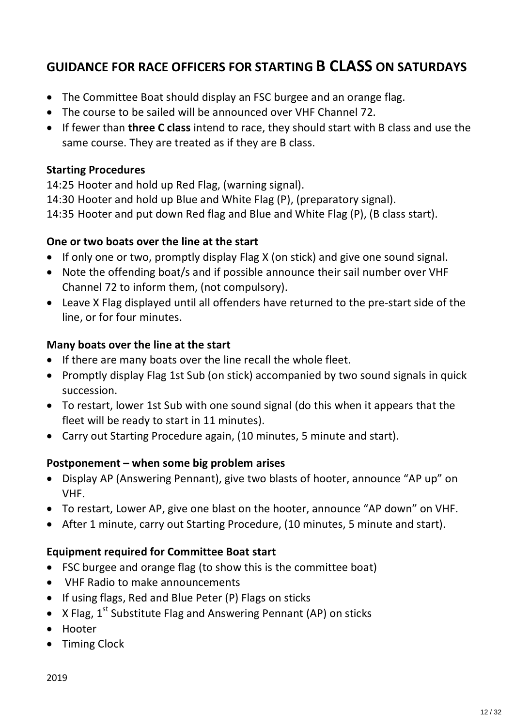# GUIDANCE FOR RACE OFFICERS FOR STARTING B CLASS ON SATURDAYS

- The Committee Boat should display an FSC burgee and an orange flag.
- The course to be sailed will be announced over VHF Channel 72.
- If fewer than **three C class** intend to race, they should start with B class and use the same course. They are treated as if they are B class.

**Starting Procedures**

14:25 Hooter and hold up Red Flag, (warning signal).
14:30 Hooter and hold up Blue and White Flag (P), (preparatory signal).
14:35 Hooter and put down Red flag and Blue and White Flag (P), (B class start).

**One or two boats over the line at the start**

- If only one or two, promptly display Flag X (on stick) and give one sound signal.
- Note the offending boat/s and if possible announce their sail number over VHF Channel 72 to inform them, (not compulsory).
- Leave X Flag displayed until all offenders have returned to the pre-start side of the line, or for four minutes.

**Many boats over the line at the start**

- If there are many boats over the line recall the whole fleet.
- Promptly display Flag 1st Sub (on stick) accompanied by two sound signals in quick succession.
- To restart, lower 1st Sub with one sound signal (do this when it appears that the fleet will be ready to start in 11 minutes).
- Carry out Starting Procedure again, (10 minutes, 5 minute and start).

**Postponement – when some big problem arises**

- Display AP (Answering Pennant), give two blasts of hooter, announce "AP up" on VHF.
- To restart, Lower AP, give one blast on the hooter, announce "AP down" on VHF.
- After 1 minute, carry out Starting Procedure, (10 minutes, 5 minute and start).

**Equipment required for Committee Boat start**

- FSC burgee and orange flag (to show this is the committee boat)
- VHF Radio to make announcements
- If using flags, Red and Blue Peter (P) Flags on sticks
- X Flag, 1st Substitute Flag and Answering Pennant (AP) on sticks
- Hooter
- Timing Clock

2019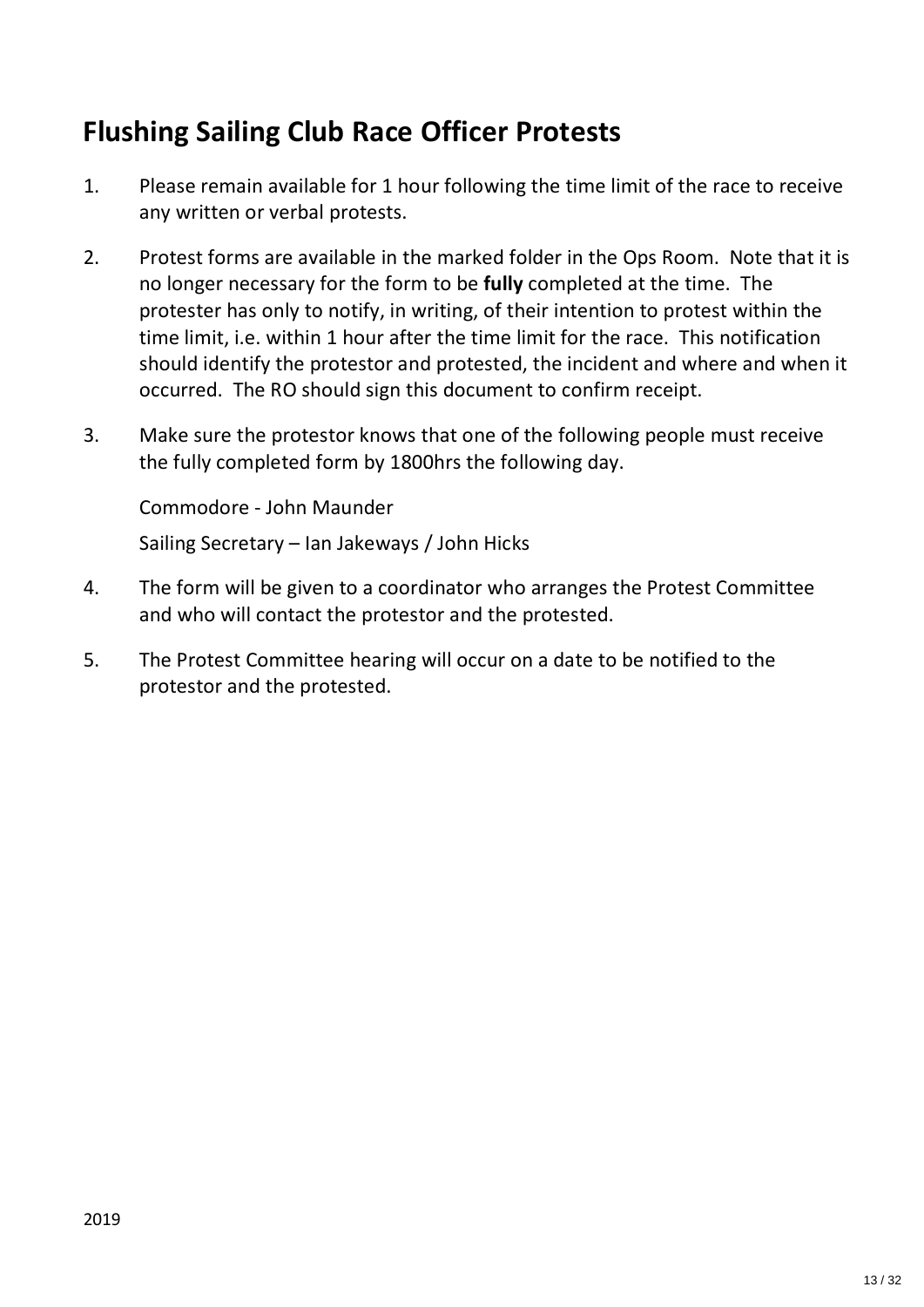## Flushing Sailing Club Race Officer Protests

1. Please remain available for 1 hour following the time limit of the race to receive any written or verbal protests.

2. Protest forms are available in the marked folder in the Ops Room. Note that it is no longer necessary for the form to be **fully** completed at the time. The protester has only to notify, in writing, of their intention to protest within the time limit, i.e. within 1 hour after the time limit for the race. This notification should identify the protestor and protested, the incident and where and when it occurred. The RO should sign this document to confirm receipt.

3. Make sure the protestor knows that one of the following people must receive the fully completed form by 1800hrs the following day.

   Commodore - John Maunder

   Sailing Secretary – Ian Jakeways / John Hicks

4. The form will be given to a coordinator who arranges the Protest Committee and who will contact the protestor and the protested.

5. The Protest Committee hearing will occur on a date to be notified to the protestor and the protested.

2019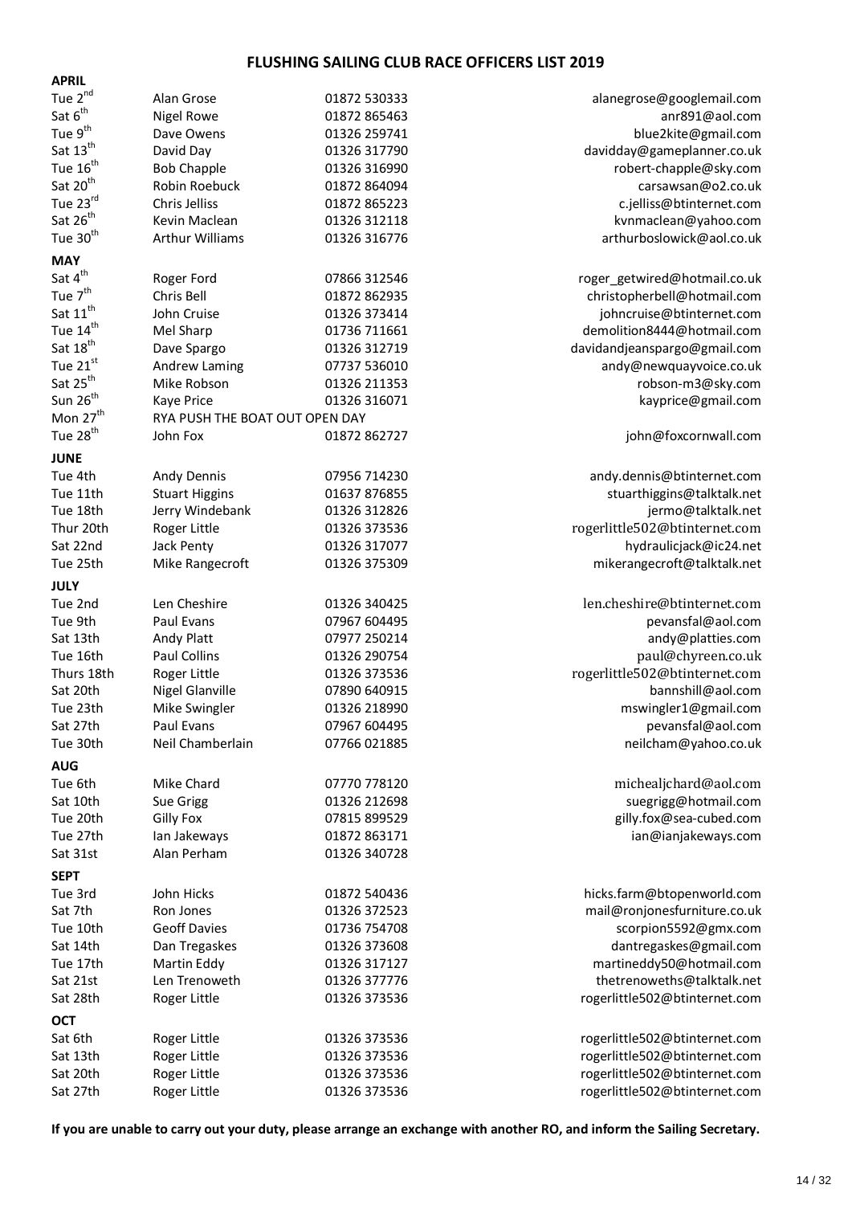# FLUSHING SAILING CLUB RACE OFFICERS LIST 2019

| Date | Name | Phone | Email |
|---|---|---|---|
| **APRIL** | | | |
| Tue 2nd | Alan Grose | 01872 530333 | alanegrose@googlemail.com |
| Sat 6th | Nigel Rowe | 01872 865463 | anr891@aol.com |
| Tue 9th | Dave Owens | 01326 259741 | blue2kite@gmail.com |
| Sat 13th | David Day | 01326 317790 | davidday@gameplanner.co.uk |
| Tue 16th | Bob Chapple | 01326 316990 | robert-chapple@sky.com |
| Sat 20th | Robin Roebuck | 01872 864094 | carsawsan@o2.co.uk |
| Tue 23rd | Chris Jelliss | 01872 865223 | c.jelliss@btinternet.com |
| Sat 26th | Kevin Maclean | 01326 312118 | kvnmaclean@yahoo.com |
| Tue 30th | Arthur Williams | 01326 316776 | arthurboslowick@aol.co.uk |
| **MAY** | | | |
| Sat 4th | Roger Ford | 07866 312546 | roger_getwired@hotmail.co.uk |
| Tue 7th | Chris Bell | 01872 862935 | christopherbell@hotmail.com |
| Sat 11th | John Cruise | 01326 373414 | johncruise@btinternet.com |
| Tue 14th | Mel Sharp | 01736 711661 | demolition8444@hotmail.com |
| Sat 18th | Dave Spargo | 01326 312719 | davidandjeanspargo@gmail.com |
| Tue 21st | Andrew Laming | 07737 536010 | andy@newquayvoice.co.uk |
| Sat 25th | Mike Robson | 01326 211353 | robson-m3@sky.com |
| Sun 26th | Kaye Price | 01326 316071 | kayprice@gmail.com |
| Mon 27th | RYA PUSH THE BOAT OUT OPEN DAY | | |
| Tue 28th | John Fox | 01872 862727 | john@foxcornwall.com |
| **JUNE** | | | |
| Tue 4th | Andy Dennis | 07956 714230 | andy.dennis@btinternet.com |
| Tue 11th | Stuart Higgins | 01637 876855 | stuarthiggins@talktalk.net |
| Tue 18th | Jerry Windebank | 01326 312826 | jermo@talktalk.net |
| Thur 20th | Roger Little | 01326 373536 | rogerlittle502@btinternet.com |
| Sat 22nd | Jack Penty | 01326 317077 | hydraulicjack@ic24.net |
| Tue 25th | Mike Rangecroft | 01326 375309 | mikerangecroft@talktalk.net |
| **JULY** | | | |
| Tue 2nd | Len Cheshire | 01326 340425 | len.cheshire@btinternet.com |
| Tue 9th | Paul Evans | 07967 604495 | pevansfal@aol.com |
| Sat 13th | Andy Platt | 07977 250214 | andy@platties.com |
| Tue 16th | Paul Collins | 01326 290754 | paul@chyreen.co.uk |
| Thurs 18th | Roger Little | 01326 373536 | rogerlittle502@btinternet.com |
| Sat 20th | Nigel Glanville | 07890 640915 | bannshill@aol.com |
| Tue 23th | Mike Swingler | 01326 218990 | mswingler1@gmail.com |
| Sat 27th | Paul Evans | 07967 604495 | pevansfal@aol.com |
| Tue 30th | Neil Chamberlain | 07766 021885 | neilcham@yahoo.co.uk |
| **AUG** | | | |
| Tue 6th | Mike Chard | 07770 778120 | michealjchard@aol.com |
| Sat 10th | Sue Grigg | 01326 212698 | suegrigg@hotmail.com |
| Tue 20th | Gilly Fox | 07815 899529 | gilly.fox@sea-cubed.com |
| Tue 27th | Ian Jakeways | 01872 863171 | ian@ianjakeways.com |
| Sat 31st | Alan Perham | 01326 340728 | |
| **SEPT** | | | |
| Tue 3rd | John Hicks | 01872 540436 | hicks.farm@btopenworld.com |
| Sat 7th | Ron Jones | 01326 372523 | mail@ronjonesfurniture.co.uk |
| Tue 10th | Geoff Davies | 01736 754708 | scorpion5592@gmx.com |
| Sat 14th | Dan Tregaskes | 01326 373608 | dantregaskes@gmail.com |
| Tue 17th | Martin Eddy | 01326 317127 | martineddy50@hotmail.com |
| Sat 21st | Len Trenoweth | 01326 377776 | thetrenoweths@talktalk.net |
| Sat 28th | Roger Little | 01326 373536 | rogerlittle502@btinternet.com |
| **OCT** | | | |
| Sat 6th | Roger Little | 01326 373536 | rogerlittle502@btinternet.com |
| Sat 13th | Roger Little | 01326 373536 | rogerlittle502@btinternet.com |
| Sat 20th | Roger Little | 01326 373536 | rogerlittle502@btinternet.com |
| Sat 27th | Roger Little | 01326 373536 | rogerlittle502@btinternet.com |

**If you are unable to carry out your duty, please arrange an exchange with another RO, and inform the Sailing Secretary.**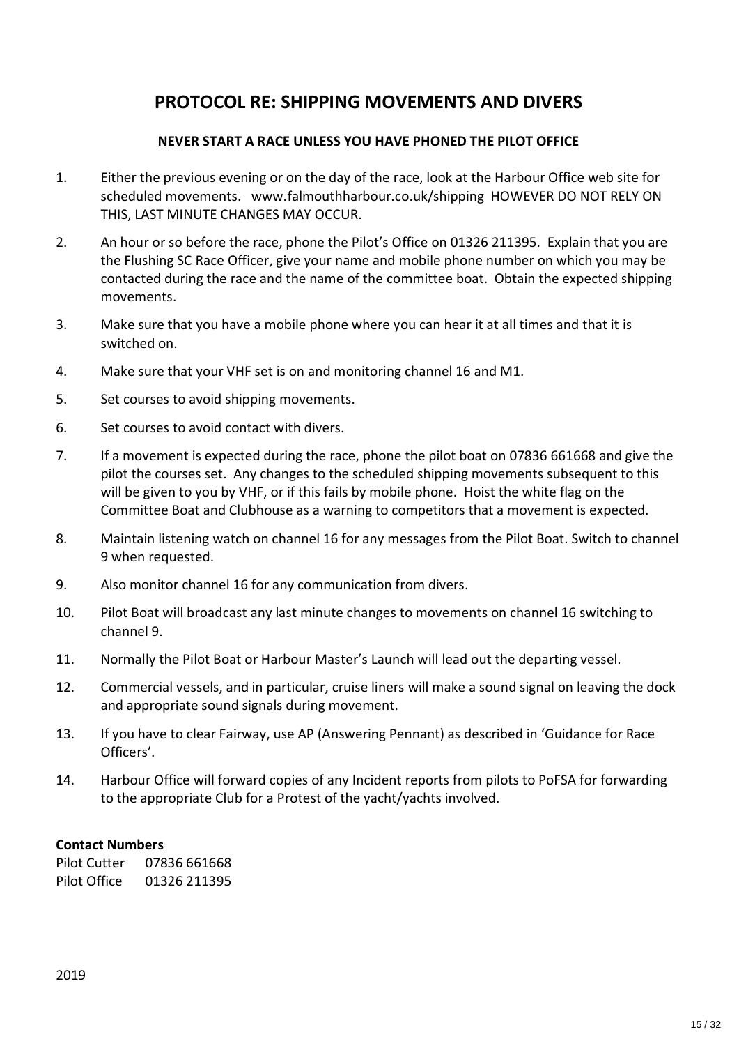# PROTOCOL RE: SHIPPING MOVEMENTS AND DIVERS

**NEVER START A RACE UNLESS YOU HAVE PHONED THE PILOT OFFICE**

1. Either the previous evening or on the day of the race, look at the Harbour Office web site for scheduled movements. www.falmouthharbour.co.uk/shipping HOWEVER DO NOT RELY ON THIS, LAST MINUTE CHANGES MAY OCCUR.
2. An hour or so before the race, phone the Pilot's Office on 01326 211395. Explain that you are the Flushing SC Race Officer, give your name and mobile phone number on which you may be contacted during the race and the name of the committee boat. Obtain the expected shipping movements.
3. Make sure that you have a mobile phone where you can hear it at all times and that it is switched on.
4. Make sure that your VHF set is on and monitoring channel 16 and M1.
5. Set courses to avoid shipping movements.
6. Set courses to avoid contact with divers.
7. If a movement is expected during the race, phone the pilot boat on 07836 661668 and give the pilot the courses set. Any changes to the scheduled shipping movements subsequent to this will be given to you by VHF, or if this fails by mobile phone. Hoist the white flag on the Committee Boat and Clubhouse as a warning to competitors that a movement is expected.
8. Maintain listening watch on channel 16 for any messages from the Pilot Boat. Switch to channel 9 when requested.
9. Also monitor channel 16 for any communication from divers.
10. Pilot Boat will broadcast any last minute changes to movements on channel 16 switching to channel 9.
11. Normally the Pilot Boat or Harbour Master's Launch will lead out the departing vessel.
12. Commercial vessels, and in particular, cruise liners will make a sound signal on leaving the dock and appropriate sound signals during movement.
13. If you have to clear Fairway, use AP (Answering Pennant) as described in 'Guidance for Race Officers'.
14. Harbour Office will forward copies of any Incident reports from pilots to PoFSA for forwarding to the appropriate Club for a Protest of the yacht/yachts involved.

**Contact Numbers**

Pilot Cutter 07836 661668
Pilot Office 01326 211395

2019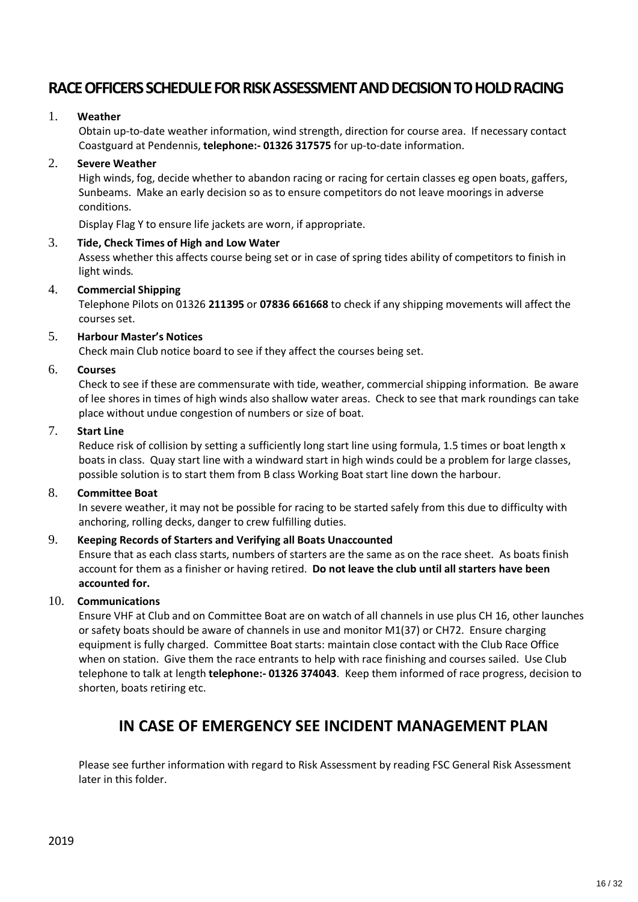# RACE OFFICERS SCHEDULE FOR RISK ASSESSMENT AND DECISION TO HOLD RACING

1. **Weather**

   Obtain up-to-date weather information, wind strength, direction for course area. If necessary contact Coastguard at Pendennis, **telephone:- 01326 317575** for up-to-date information.

2. **Severe Weather**

   High winds, fog, decide whether to abandon racing or racing for certain classes eg open boats, gaffers, Sunbeams. Make an early decision so as to ensure competitors do not leave moorings in adverse conditions.

   Display Flag Y to ensure life jackets are worn, if appropriate.

3. **Tide, Check Times of High and Low Water**

   Assess whether this affects course being set or in case of spring tides ability of competitors to finish in light winds.

4. **Commercial Shipping**

   Telephone Pilots on 01326 **211395** or **07836 661668** to check if any shipping movements will affect the courses set.

5. **Harbour Master's Notices**

   Check main Club notice board to see if they affect the courses being set.

6. **Courses**

   Check to see if these are commensurate with tide, weather, commercial shipping information. Be aware of lee shores in times of high winds also shallow water areas. Check to see that mark roundings can take place without undue congestion of numbers or size of boat.

7. **Start Line**

   Reduce risk of collision by setting a sufficiently long start line using formula, 1.5 times or boat length x boats in class. Quay start line with a windward start in high winds could be a problem for large classes, possible solution is to start them from B class Working Boat start line down the harbour.

8. **Committee Boat**

   In severe weather, it may not be possible for racing to be started safely from this due to difficulty with anchoring, rolling decks, danger to crew fulfilling duties.

9. **Keeping Records of Starters and Verifying all Boats Unaccounted**

   Ensure that as each class starts, numbers of starters are the same as on the race sheet. As boats finish account for them as a finisher or having retired. **Do not leave the club until all starters have been accounted for.**

10. **Communications**

    Ensure VHF at Club and on Committee Boat are on watch of all channels in use plus CH 16, other launches or safety boats should be aware of channels in use and monitor M1(37) or CH72. Ensure charging equipment is fully charged. Committee Boat starts: maintain close contact with the Club Race Office when on station. Give them the race entrants to help with race finishing and courses sailed. Use Club telephone to talk at length **telephone:- 01326 374043**. Keep them informed of race progress, decision to shorten, boats retiring etc.

## IN CASE OF EMERGENCY SEE INCIDENT MANAGEMENT PLAN

Please see further information with regard to Risk Assessment by reading FSC General Risk Assessment later in this folder.

2019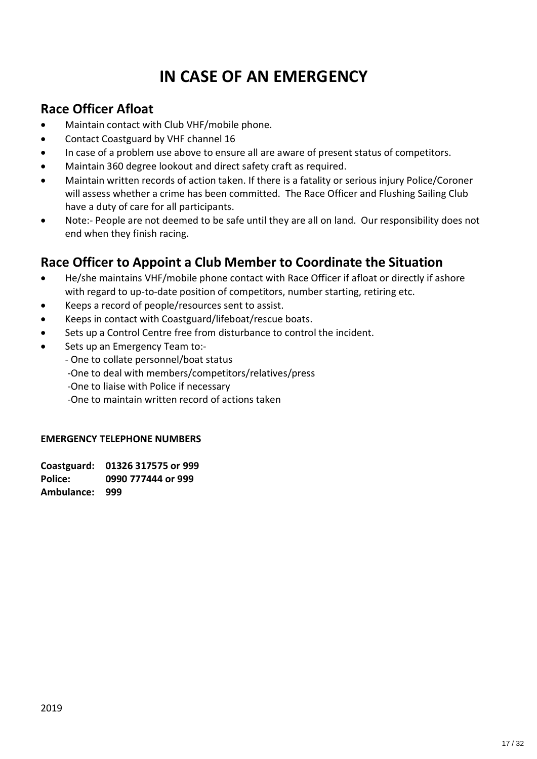# IN CASE OF AN EMERGENCY

## Race Officer Afloat

- Maintain contact with Club VHF/mobile phone.
- Contact Coastguard by VHF channel 16
- In case of a problem use above to ensure all are aware of present status of competitors.
- Maintain 360 degree lookout and direct safety craft as required.
- Maintain written records of action taken. If there is a fatality or serious injury Police/Coroner will assess whether a crime has been committed. The Race Officer and Flushing Sailing Club have a duty of care for all participants.
- Note:- People are not deemed to be safe until they are all on land. Our responsibility does not end when they finish racing.

## Race Officer to Appoint a Club Member to Coordinate the Situation

- He/she maintains VHF/mobile phone contact with Race Officer if afloat or directly if ashore with regard to up-to-date position of competitors, number starting, retiring etc.
- Keeps a record of people/resources sent to assist.
- Keeps in contact with Coastguard/lifeboat/rescue boats.
- Sets up a Control Centre free from disturbance to control the incident.
- Sets up an Emergency Team to:-
  - One to collate personnel/boat status
  - One to deal with members/competitors/relatives/press
  - One to liaise with Police if necessary
  - One to maintain written record of actions taken

**EMERGENCY TELEPHONE NUMBERS**

**Coastguard: 01326 317575 or 999**
**Police: 0990 777444 or 999**
**Ambulance: 999**

2019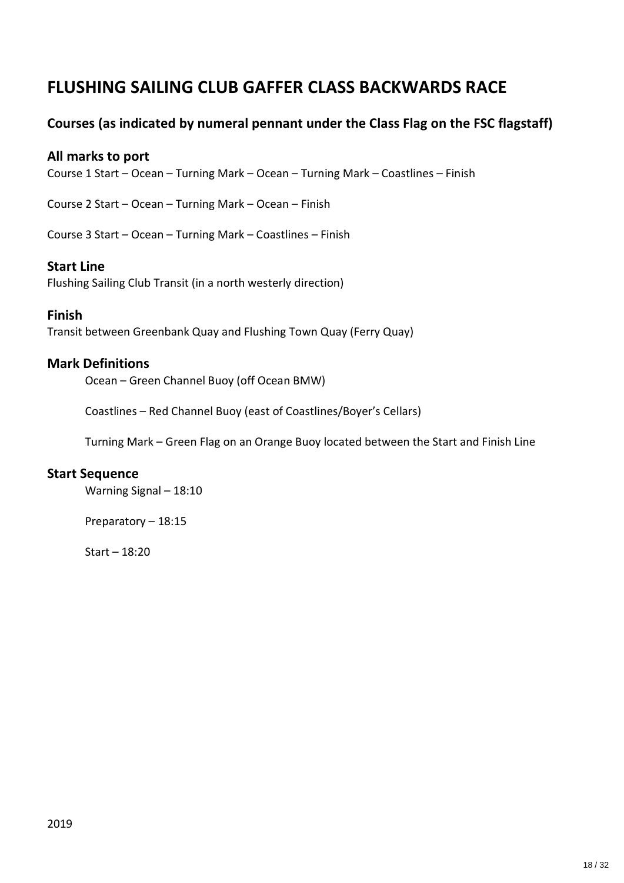# FLUSHING SAILING CLUB GAFFER CLASS BACKWARDS RACE

## Courses (as indicated by numeral pennant under the Class Flag on the FSC flagstaff)

### All marks to port

Course 1 Start – Ocean – Turning Mark – Ocean – Turning Mark – Coastlines – Finish

Course 2 Start – Ocean – Turning Mark – Ocean – Finish

Course 3 Start – Ocean – Turning Mark – Coastlines – Finish

### Start Line

Flushing Sailing Club Transit (in a north westerly direction)

### Finish

Transit between Greenbank Quay and Flushing Town Quay (Ferry Quay)

### Mark Definitions

Ocean – Green Channel Buoy (off Ocean BMW)

Coastlines – Red Channel Buoy (east of Coastlines/Boyer's Cellars)

Turning Mark – Green Flag on an Orange Buoy located between the Start and Finish Line

### Start Sequence

Warning Signal – 18:10

Preparatory – 18:15

Start – 18:20

2019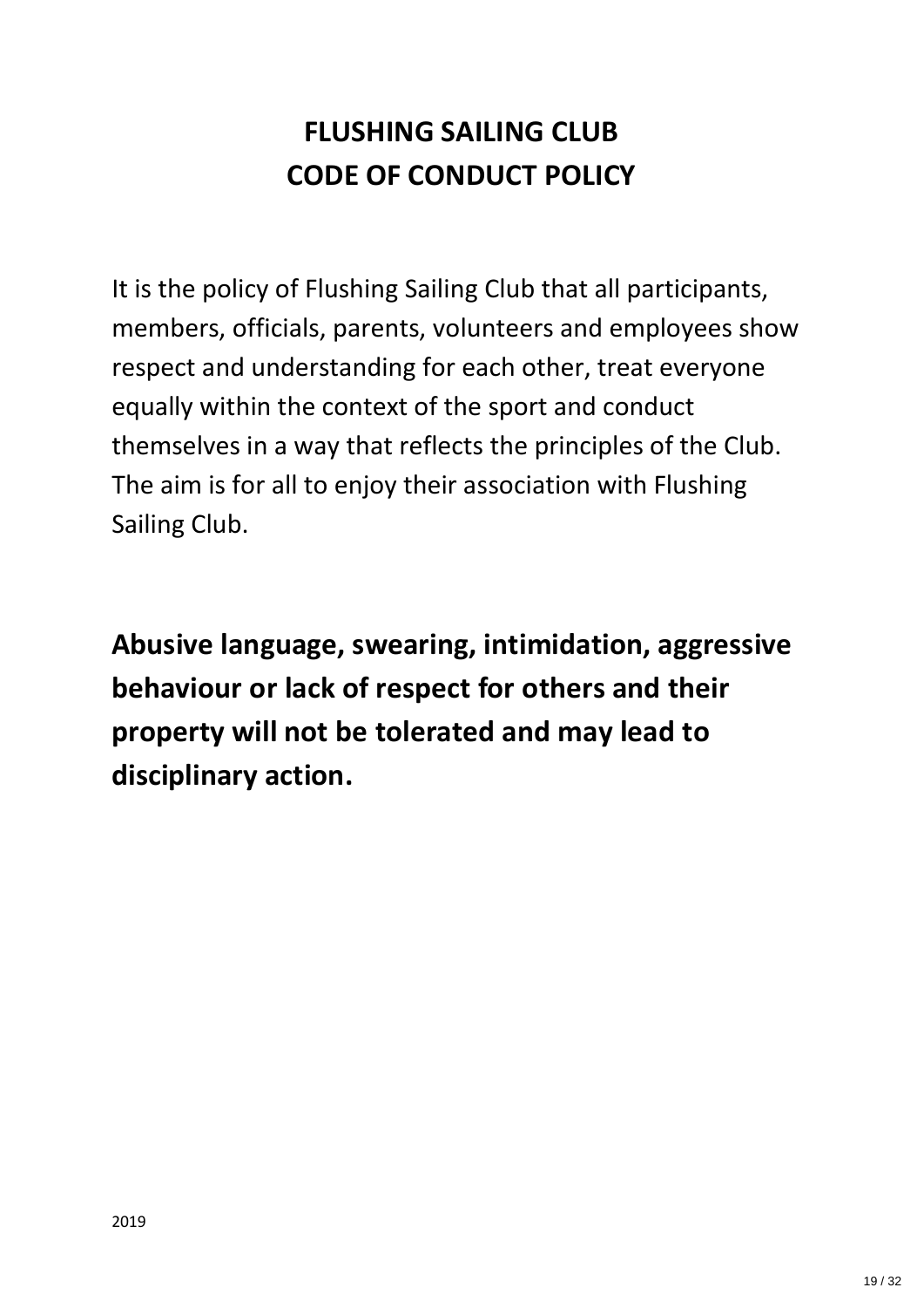# FLUSHING SAILING CLUB
# CODE OF CONDUCT POLICY

It is the policy of Flushing Sailing Club that all participants, members, officials, parents, volunteers and employees show respect and understanding for each other, treat everyone equally within the context of the sport and conduct themselves in a way that reflects the principles of the Club. The aim is for all to enjoy their association with Flushing Sailing Club.

**Abusive language, swearing, intimidation, aggressive behaviour or lack of respect for others and their property will not be tolerated and may lead to disciplinary action.**

2019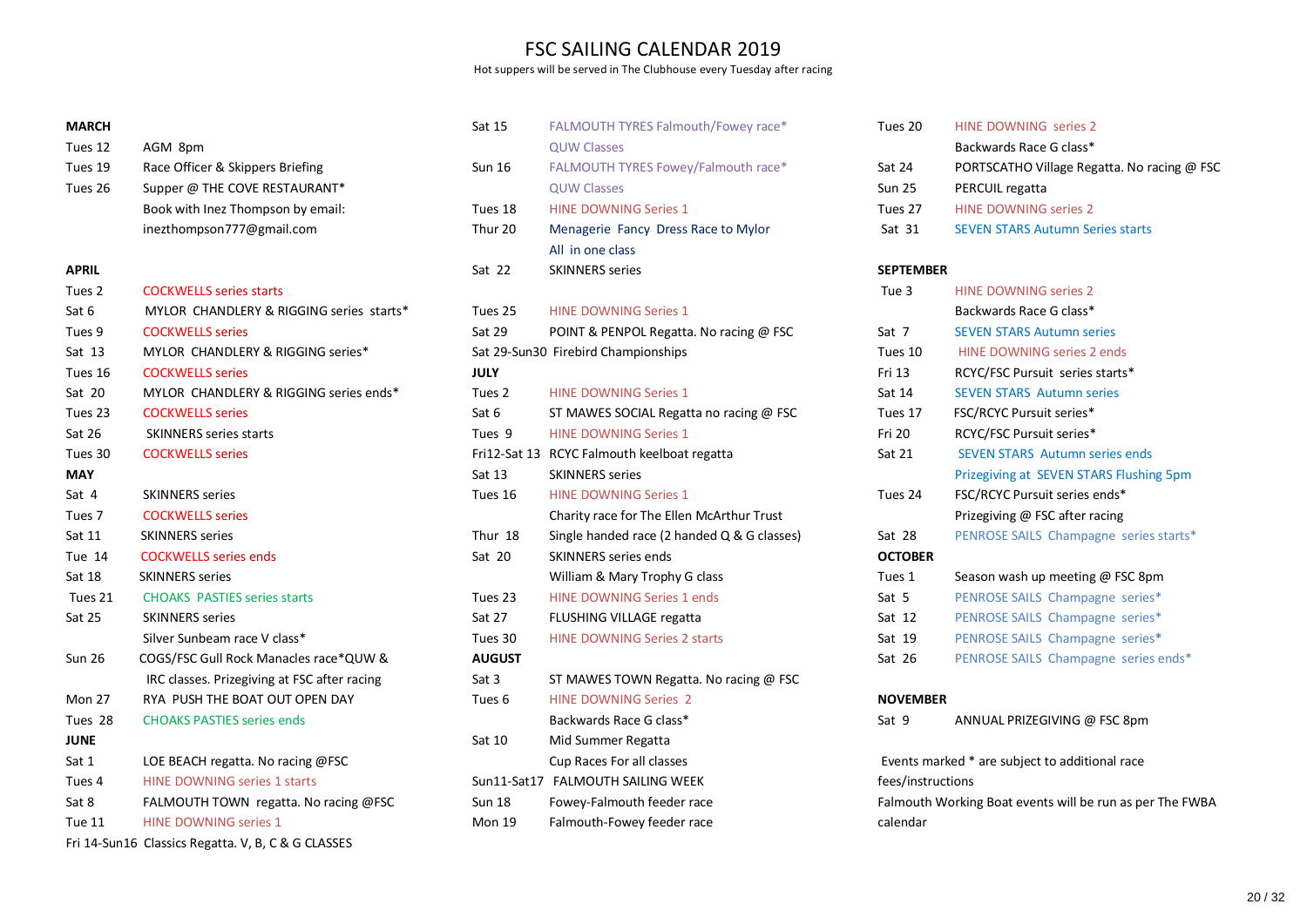# FSC SAILING CALENDAR 2019

Hot suppers will be served in The Clubhouse every Tuesday after racing

**MARCH**

| | |
|---|---|
| Tues 12 | AGM 8pm |
| Tues 19 | Race Officer & Skippers Briefing |
| Tues 26 | Supper @ THE COVE RESTAURANT* |
| | Book with Inez Thompson by email: |
| | inezthompson777@gmail.com |

**APRIL**

| | |
|---|---|
| Tues 2 | COCKWELLS series starts |
| Sat 6 | MYLOR CHANDLERY & RIGGING series starts* |
| Tues 9 | COCKWELLS series |
| Sat 13 | MYLOR CHANDLERY & RIGGING series* |
| Tues 16 | COCKWELLS series |
| Sat 20 | MYLOR CHANDLERY & RIGGING series ends* |
| Tues 23 | COCKWELLS series |
| Sat 26 | SKINNERS series starts |
| Tues 30 | COCKWELLS series |

**MAY**

| | |
|---|---|
| Sat 4 | SKINNERS series |
| Tues 7 | COCKWELLS series |
| Sat 11 | SKINNERS series |
| Tue 14 | COCKWELLS series ends |
| Sat 18 | SKINNERS series |
| Tues 21 | CHOAKS PASTIES series starts |
| Sat 25 | SKINNERS series |
| | Silver Sunbeam race V class* |
| Sun 26 | COGS/FSC Gull Rock Manacles race*QUW & IRC classes. Prizegiving at FSC after racing |
| Mon 27 | RYA PUSH THE BOAT OUT OPEN DAY |
| Tues 28 | CHOAKS PASTIES series ends |

**JUNE**

| | |
|---|---|
| Sat 1 | LOE BEACH regatta. No racing @FSC |
| Tues 4 | HINE DOWNING series 1 starts |
| Sat 8 | FALMOUTH TOWN regatta. No racing @FSC |
| Tue 11 | HINE DOWNING series 1 |
| Fri 14-Sun16 | Classics Regatta. V, B, C & G CLASSES |
| Sat 15 | FALMOUTH TYRES Falmouth/Fowey race* QUW Classes |
| Sun 16 | FALMOUTH TYRES Fowey/Falmouth race* QUW Classes |
| Tues 18 | HINE DOWNING Series 1 |
| Thur 20 | Menagerie Fancy Dress Race to Mylor All in one class |
| Sat 22 | SKINNERS series |
| Tues 25 | HINE DOWNING Series 1 |
| Sat 29 | POINT & PENPOL Regatta. No racing @ FSC |
| Sat 29-Sun30 | Firebird Championships |

**JULY**

| | |
|---|---|
| Tues 2 | HINE DOWNING Series 1 |
| Sat 6 | ST MAWES SOCIAL Regatta no racing @ FSC |
| Tues 9 | HINE DOWNING Series 1 |
| Fri12-Sat 13 | RCYC Falmouth keelboat regatta |
| Sat 13 | SKINNERS series |
| Tues 16 | HINE DOWNING Series 1 |
| | Charity race for The Ellen McArthur Trust |
| Thur 18 | Single handed race (2 handed Q & G classes) |
| Sat 20 | SKINNERS series ends |
| | William & Mary Trophy G class |
| Tues 23 | HINE DOWNING Series 1 ends |
| Sat 27 | FLUSHING VILLAGE regatta |
| Tues 30 | HINE DOWNING Series 2 starts |

**AUGUST**

| | |
|---|---|
| Sat 3 | ST MAWES TOWN Regatta. No racing @ FSC |
| Tues 6 | HINE DOWNING Series 2 |
| | Backwards Race G class* |
| Sat 10 | Mid Summer Regatta |
| | Cup Races For all classes |
| Sun11-Sat17 | FALMOUTH SAILING WEEK |
| Sun 18 | Fowey-Falmouth feeder race |
| Mon 19 | Falmouth-Fowey feeder race |
| Tues 20 | HINE DOWNING series 2 |
| | Backwards Race G class* |
| Sat 24 | PORTSCATHO Village Regatta. No racing @ FSC |
| Sun 25 | PERCUIL regatta |
| Tues 27 | HINE DOWNING series 2 |
| Sat 31 | SEVEN STARS Autumn Series starts |

**SEPTEMBER**

| | |
|---|---|
| Tue 3 | HINE DOWNING series 2 |
| | Backwards Race G class* |
| Sat 7 | SEVEN STARS Autumn series |
| Tues 10 | HINE DOWNING series 2 ends |
| Fri 13 | RCYC/FSC Pursuit series starts* |
| Sat 14 | SEVEN STARS Autumn series |
| Tues 17 | FSC/RCYC Pursuit series* |
| Fri 20 | RCYC/FSC Pursuit series* |
| Sat 21 | SEVEN STARS Autumn series ends |
| | Prizegiving at SEVEN STARS Flushing 5pm |
| Tues 24 | FSC/RCYC Pursuit series ends* |
| | Prizegiving @ FSC after racing |
| Sat 28 | PENROSE SAILS Champagne series starts* |

**OCTOBER**

| | |
|---|---|
| Tues 1 | Season wash up meeting @ FSC 8pm |
| Sat 5 | PENROSE SAILS Champagne series* |
| Sat 12 | PENROSE SAILS Champagne series* |
| Sat 19 | PENROSE SAILS Champagne series* |
| Sat 26 | PENROSE SAILS Champagne series ends* |

**NOVEMBER**

| | |
|---|---|
| Sat 9 | ANNUAL PRIZEGIVING @ FSC 8pm |

Events marked * are subject to additional race fees/instructions

Falmouth Working Boat events will be run as per The FWBA calendar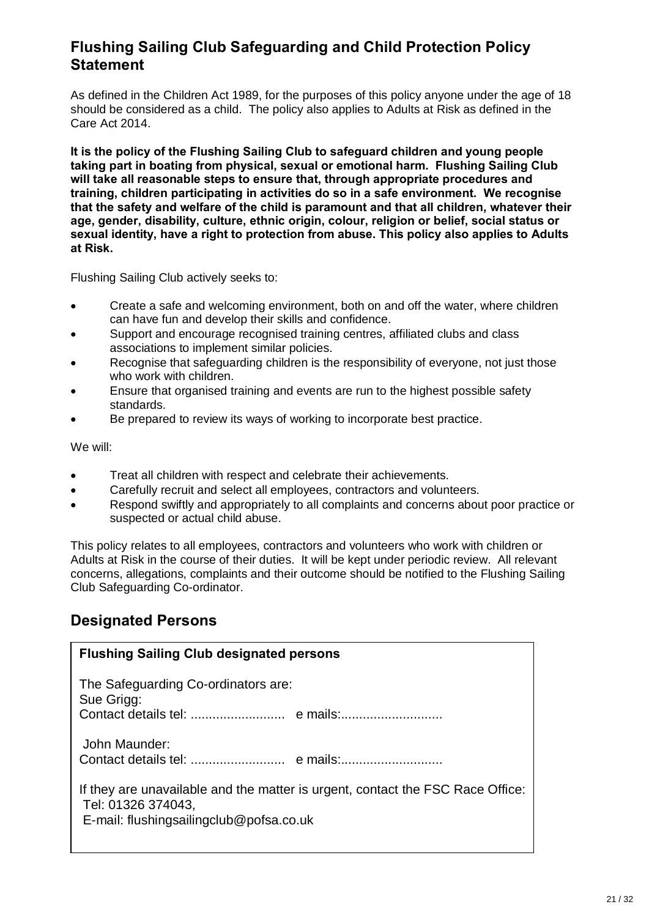## Flushing Sailing Club Safeguarding and Child Protection Policy Statement

As defined in the Children Act 1989, for the purposes of this policy anyone under the age of 18 should be considered as a child. The policy also applies to Adults at Risk as defined in the Care Act 2014.

**It is the policy of the Flushing Sailing Club to safeguard children and young people taking part in boating from physical, sexual or emotional harm. Flushing Sailing Club will take all reasonable steps to ensure that, through appropriate procedures and training, children participating in activities do so in a safe environment. We recognise that the safety and welfare of the child is paramount and that all children, whatever their age, gender, disability, culture, ethnic origin, colour, religion or belief, social status or sexual identity, have a right to protection from abuse. This policy also applies to Adults at Risk.**

Flushing Sailing Club actively seeks to:

- Create a safe and welcoming environment, both on and off the water, where children can have fun and develop their skills and confidence.
- Support and encourage recognised training centres, affiliated clubs and class associations to implement similar policies.
- Recognise that safeguarding children is the responsibility of everyone, not just those who work with children.
- Ensure that organised training and events are run to the highest possible safety standards.
- Be prepared to review its ways of working to incorporate best practice.

We will:

- Treat all children with respect and celebrate their achievements.
- Carefully recruit and select all employees, contractors and volunteers.
- Respond swiftly and appropriately to all complaints and concerns about poor practice or suspected or actual child abuse.

This policy relates to all employees, contractors and volunteers who work with children or Adults at Risk in the course of their duties. It will be kept under periodic review. All relevant concerns, allegations, complaints and their outcome should be notified to the Flushing Sailing Club Safeguarding Co-ordinator.

## Designated Persons

**Flushing Sailing Club designated persons**

The Safeguarding Co-ordinators are:
Sue Grigg:
Contact details tel: .......................... e mails:............................

John Maunder:
Contact details tel: .......................... e mails:............................

If they are unavailable and the matter is urgent, contact the FSC Race Office:
Tel: 01326 374043,
E-mail: flushingsailingclub@pofsa.co.uk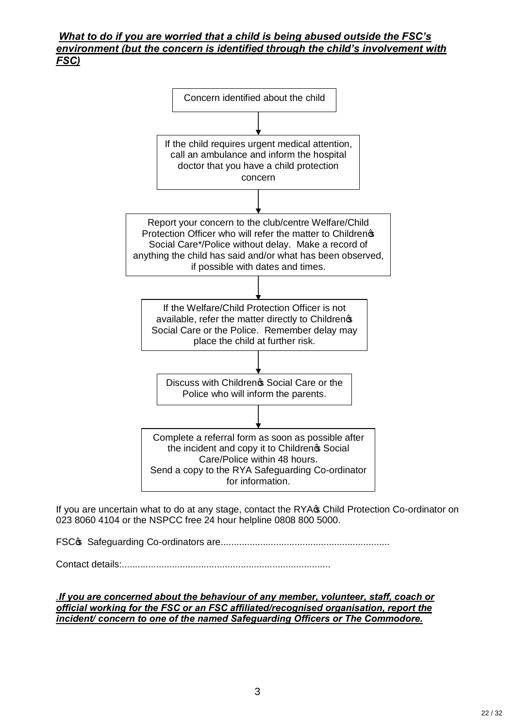***What to do if you are worried that a child is being abused outside the FSC's environment (but the concern is identified through the child's involvement with FSC)***

Concern identified about the child

↓

If the child requires urgent medical attention, call an ambulance and inform the hospital doctor that you have a child protection concern

↓

Report your concern to the club/centre Welfare/Child Protection Officer who will refer the matter to Childrenœ Social Care*/Police without delay. Make a record of anything the child has said and/or what has been observed, if possible with dates and times.

↓

If the Welfare/Child Protection Officer is not available, refer the matter directly to Childrenœ Social Care or the Police. Remember delay may place the child at further risk.

↓

Discuss with Childrenœ Social Care or the Police who will inform the parents.

↓

Complete a referral form as soon as possible after the incident and copy it to Childrenœ Social Care/Police within 48 hours.
Send a copy to the RYA Safeguarding Co-ordinator for information.

If you are uncertain what to do at any stage, contact the RYAœ Child Protection Co-ordinator on 023 8060 4104 or the NSPCC free 24 hour helpline 0808 800 5000.

FSCœ Safeguarding Co-ordinators are................................................................

Contact details:...............................................................................

***.If you are concerned about the behaviour of any member, volunteer, staff, coach or official working for the FSC or an FSC affiliated/recognised organisation, report the incident/ concern to one of the named Safeguarding Officers or The Commodore.***

3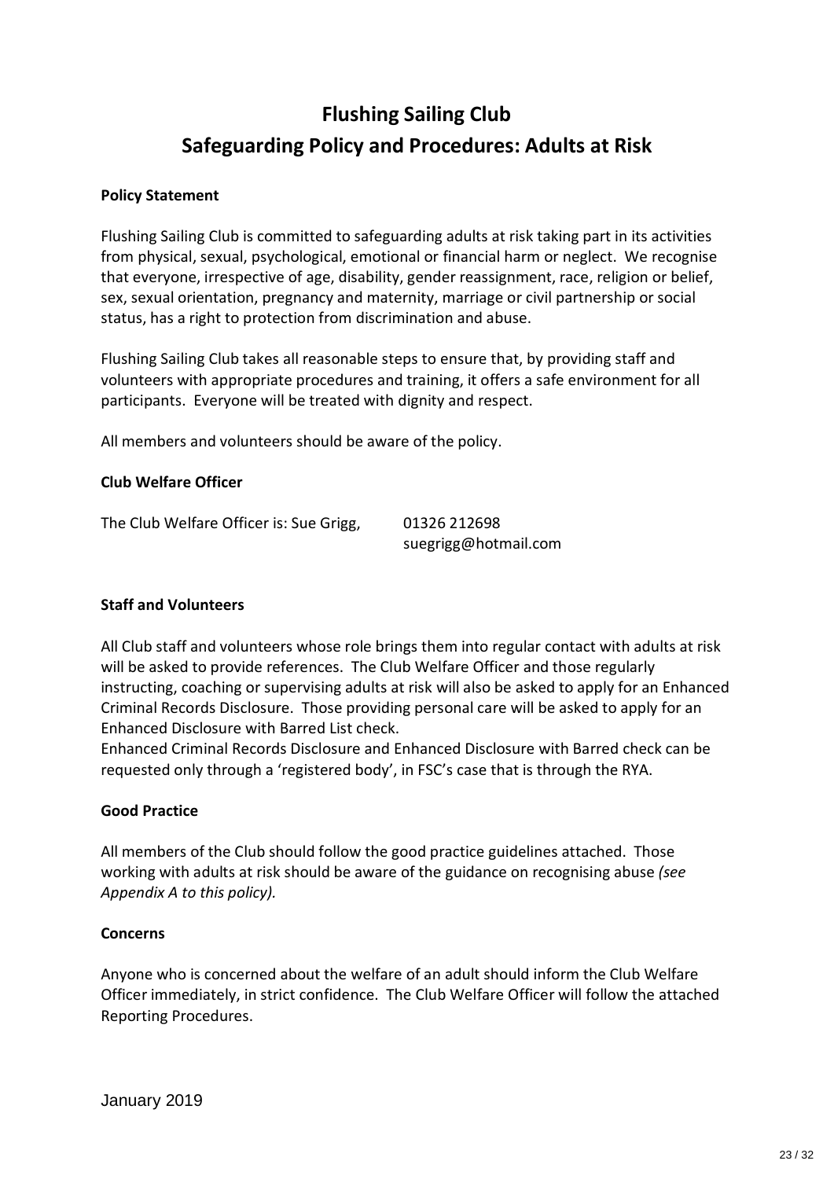# Flushing Sailing Club

# Safeguarding Policy and Procedures: Adults at Risk

**Policy Statement**

Flushing Sailing Club is committed to safeguarding adults at risk taking part in its activities from physical, sexual, psychological, emotional or financial harm or neglect. We recognise that everyone, irrespective of age, disability, gender reassignment, race, religion or belief, sex, sexual orientation, pregnancy and maternity, marriage or civil partnership or social status, has a right to protection from discrimination and abuse.

Flushing Sailing Club takes all reasonable steps to ensure that, by providing staff and volunteers with appropriate procedures and training, it offers a safe environment for all participants. Everyone will be treated with dignity and respect.

All members and volunteers should be aware of the policy.

**Club Welfare Officer**

The Club Welfare Officer is: Sue Grigg, 01326 212698
suegrigg@hotmail.com

**Staff and Volunteers**

All Club staff and volunteers whose role brings them into regular contact with adults at risk will be asked to provide references. The Club Welfare Officer and those regularly instructing, coaching or supervising adults at risk will also be asked to apply for an Enhanced Criminal Records Disclosure. Those providing personal care will be asked to apply for an Enhanced Disclosure with Barred List check.
Enhanced Criminal Records Disclosure and Enhanced Disclosure with Barred check can be requested only through a 'registered body', in FSC's case that is through the RYA.

**Good Practice**

All members of the Club should follow the good practice guidelines attached. Those working with adults at risk should be aware of the guidance on recognising abuse *(see Appendix A to this policy).*

**Concerns**

Anyone who is concerned about the welfare of an adult should inform the Club Welfare Officer immediately, in strict confidence. The Club Welfare Officer will follow the attached Reporting Procedures.

January 2019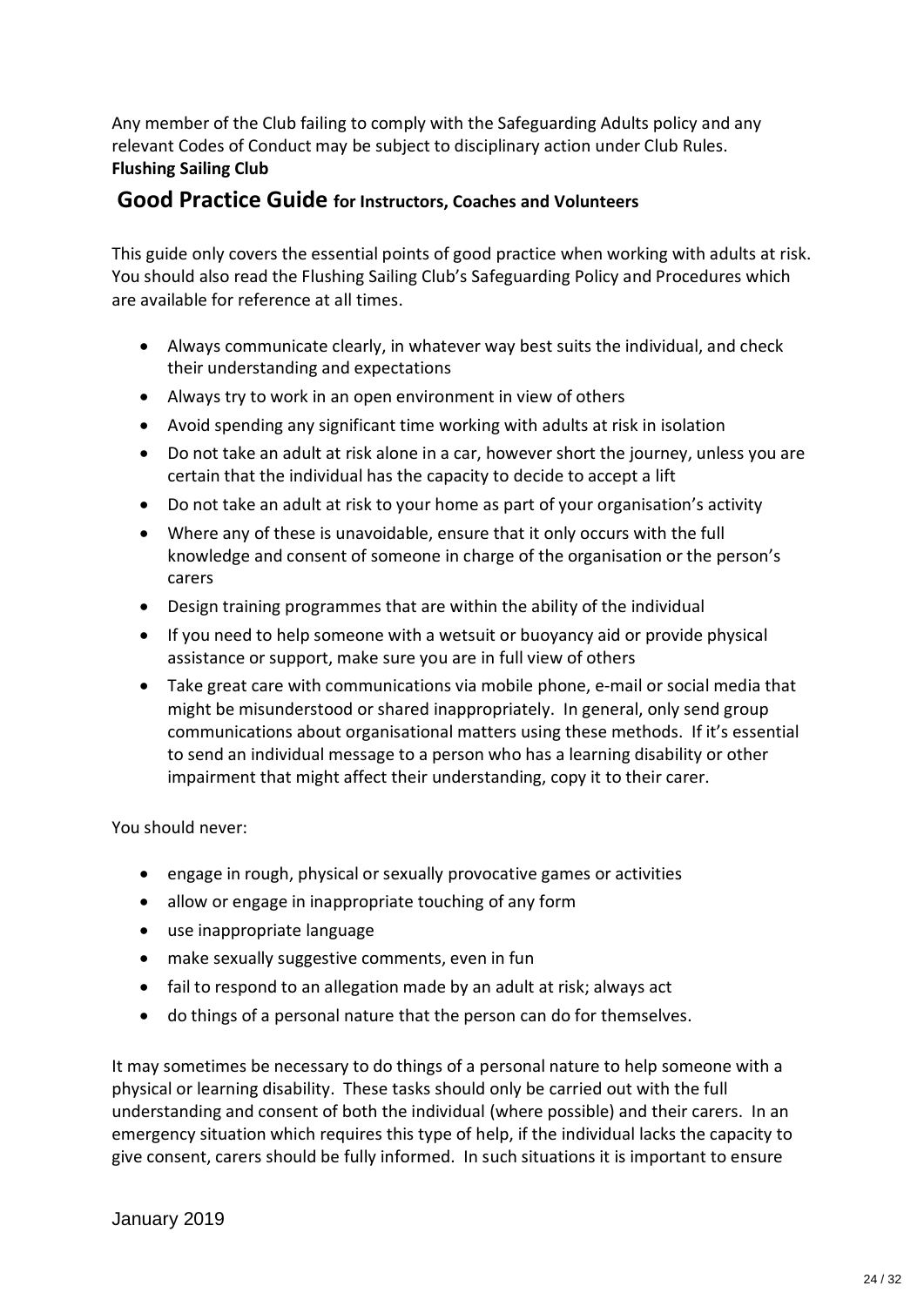Any member of the Club failing to comply with the Safeguarding Adults policy and any relevant Codes of Conduct may be subject to disciplinary action under Club Rules.

**Flushing Sailing Club**

## Good Practice Guide for Instructors, Coaches and Volunteers

This guide only covers the essential points of good practice when working with adults at risk. You should also read the Flushing Sailing Club's Safeguarding Policy and Procedures which are available for reference at all times.

- Always communicate clearly, in whatever way best suits the individual, and check their understanding and expectations
- Always try to work in an open environment in view of others
- Avoid spending any significant time working with adults at risk in isolation
- Do not take an adult at risk alone in a car, however short the journey, unless you are certain that the individual has the capacity to decide to accept a lift
- Do not take an adult at risk to your home as part of your organisation's activity
- Where any of these is unavoidable, ensure that it only occurs with the full knowledge and consent of someone in charge of the organisation or the person's carers
- Design training programmes that are within the ability of the individual
- If you need to help someone with a wetsuit or buoyancy aid or provide physical assistance or support, make sure you are in full view of others
- Take great care with communications via mobile phone, e-mail or social media that might be misunderstood or shared inappropriately. In general, only send group communications about organisational matters using these methods. If it's essential to send an individual message to a person who has a learning disability or other impairment that might affect their understanding, copy it to their carer.

You should never:

- engage in rough, physical or sexually provocative games or activities
- allow or engage in inappropriate touching of any form
- use inappropriate language
- make sexually suggestive comments, even in fun
- fail to respond to an allegation made by an adult at risk; always act
- do things of a personal nature that the person can do for themselves.

It may sometimes be necessary to do things of a personal nature to help someone with a physical or learning disability. These tasks should only be carried out with the full understanding and consent of both the individual (where possible) and their carers. In an emergency situation which requires this type of help, if the individual lacks the capacity to give consent, carers should be fully informed. In such situations it is important to ensure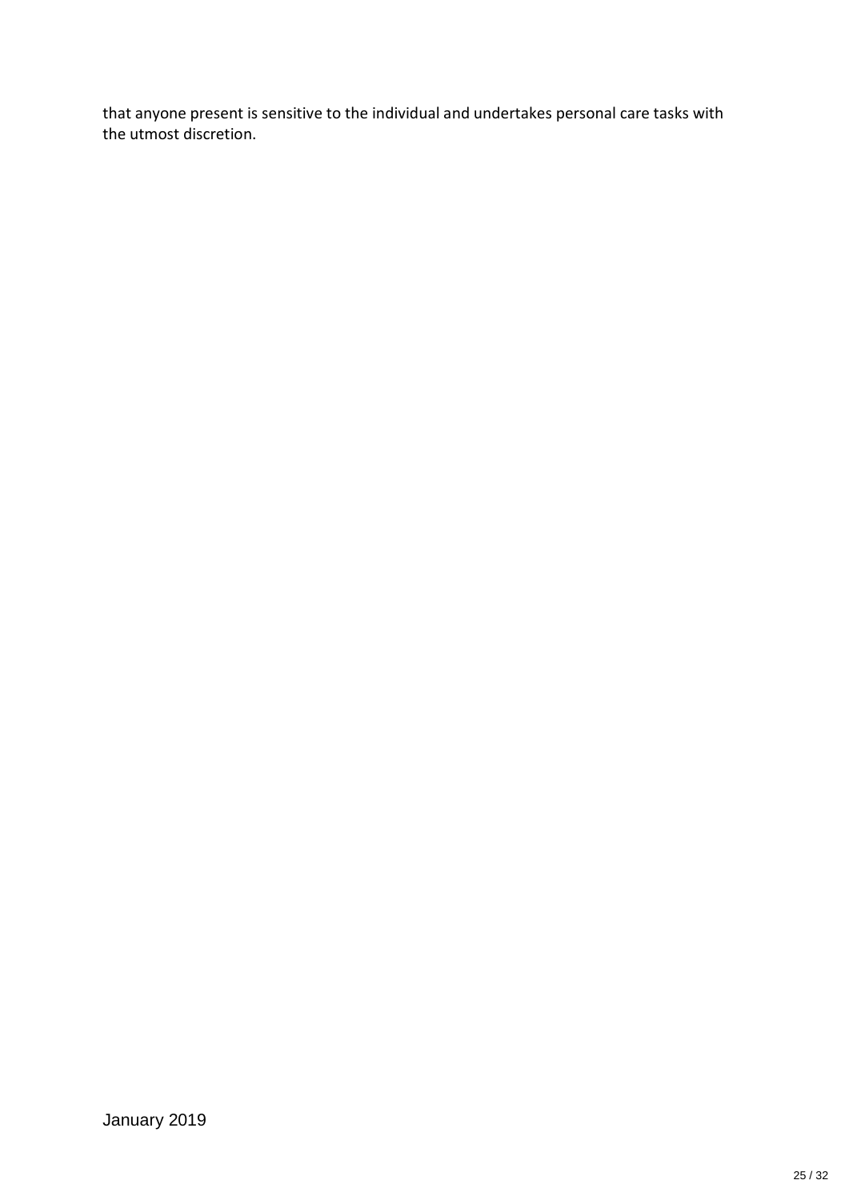that anyone present is sensitive to the individual and undertakes personal care tasks with the utmost discretion.

January 2019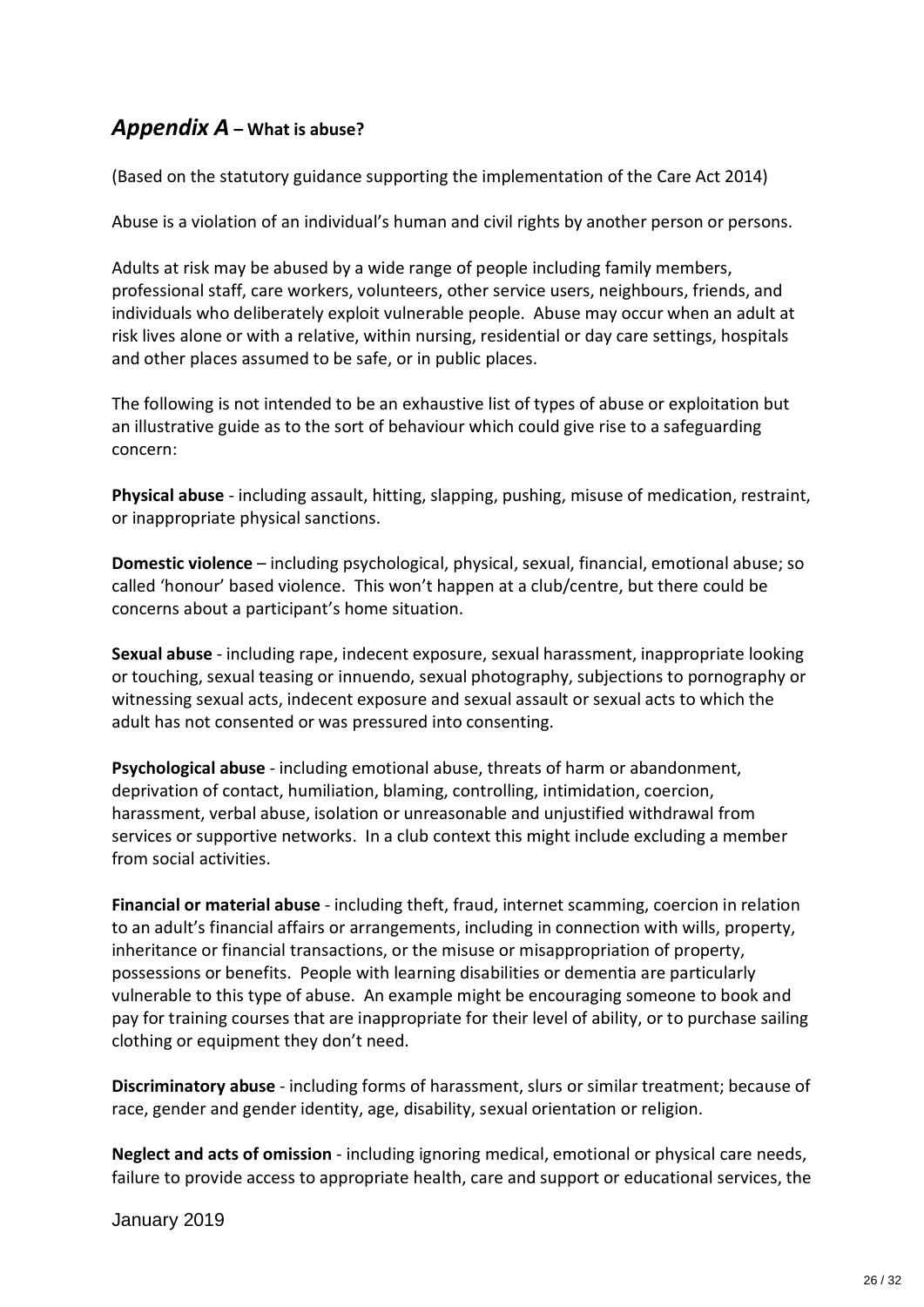## ***Appendix A*** **– What is abuse?**

(Based on the statutory guidance supporting the implementation of the Care Act 2014)

Abuse is a violation of an individual's human and civil rights by another person or persons.

Adults at risk may be abused by a wide range of people including family members, professional staff, care workers, volunteers, other service users, neighbours, friends, and individuals who deliberately exploit vulnerable people. Abuse may occur when an adult at risk lives alone or with a relative, within nursing, residential or day care settings, hospitals and other places assumed to be safe, or in public places.

The following is not intended to be an exhaustive list of types of abuse or exploitation but an illustrative guide as to the sort of behaviour which could give rise to a safeguarding concern:

**Physical abuse** - including assault, hitting, slapping, pushing, misuse of medication, restraint, or inappropriate physical sanctions.

**Domestic violence** – including psychological, physical, sexual, financial, emotional abuse; so called 'honour' based violence. This won't happen at a club/centre, but there could be concerns about a participant's home situation.

**Sexual abuse** - including rape, indecent exposure, sexual harassment, inappropriate looking or touching, sexual teasing or innuendo, sexual photography, subjections to pornography or witnessing sexual acts, indecent exposure and sexual assault or sexual acts to which the adult has not consented or was pressured into consenting.

**Psychological abuse** - including emotional abuse, threats of harm or abandonment, deprivation of contact, humiliation, blaming, controlling, intimidation, coercion, harassment, verbal abuse, isolation or unreasonable and unjustified withdrawal from services or supportive networks. In a club context this might include excluding a member from social activities.

**Financial or material abuse** - including theft, fraud, internet scamming, coercion in relation to an adult's financial affairs or arrangements, including in connection with wills, property, inheritance or financial transactions, or the misuse or misappropriation of property, possessions or benefits. People with learning disabilities or dementia are particularly vulnerable to this type of abuse. An example might be encouraging someone to book and pay for training courses that are inappropriate for their level of ability, or to purchase sailing clothing or equipment they don't need.

**Discriminatory abuse** - including forms of harassment, slurs or similar treatment; because of race, gender and gender identity, age, disability, sexual orientation or religion.

**Neglect and acts of omission** - including ignoring medical, emotional or physical care needs, failure to provide access to appropriate health, care and support or educational services, the

January 2019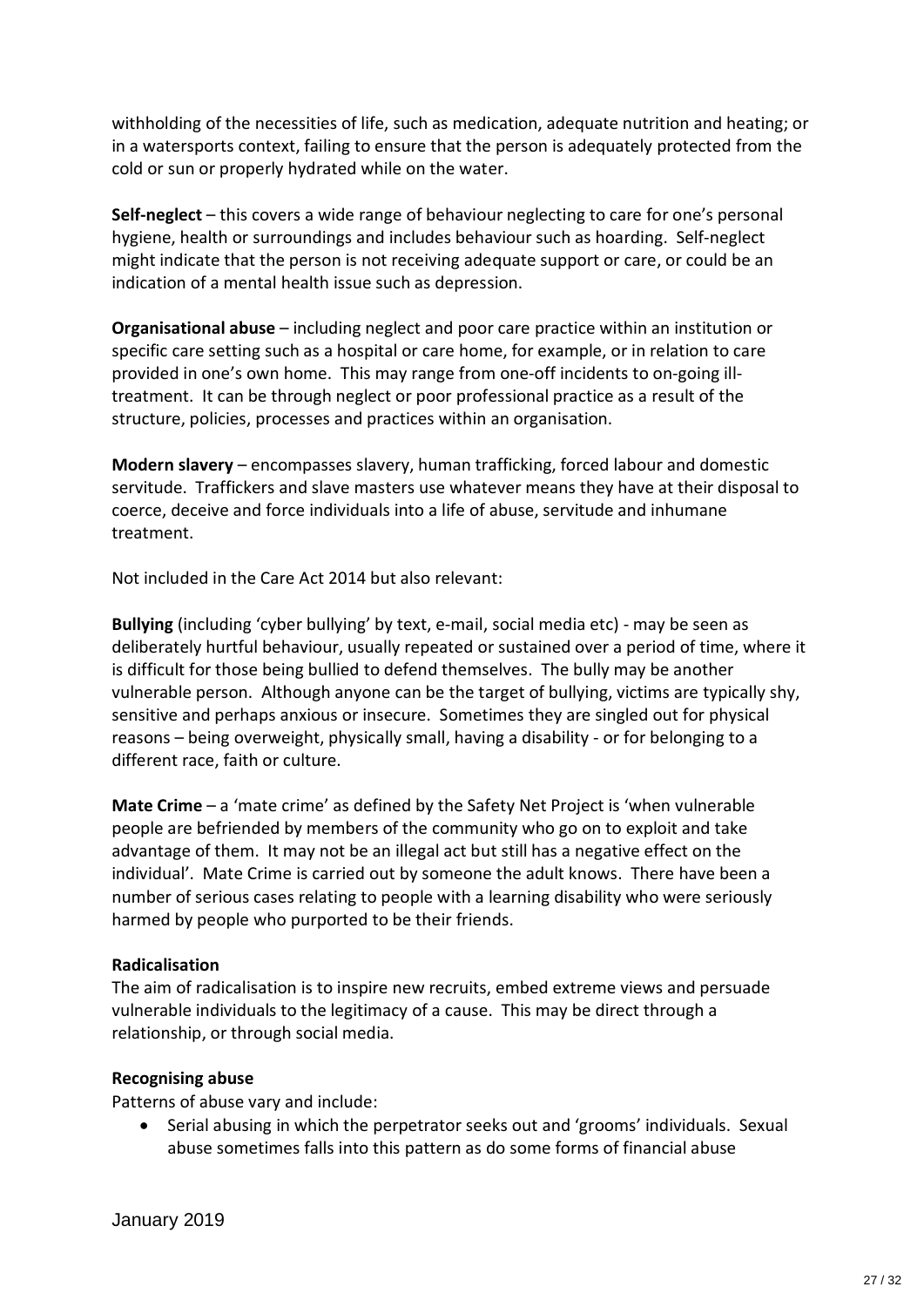withholding of the necessities of life, such as medication, adequate nutrition and heating; or in a watersports context, failing to ensure that the person is adequately protected from the cold or sun or properly hydrated while on the water.

**Self-neglect** – this covers a wide range of behaviour neglecting to care for one's personal hygiene, health or surroundings and includes behaviour such as hoarding. Self-neglect might indicate that the person is not receiving adequate support or care, or could be an indication of a mental health issue such as depression.

**Organisational abuse** – including neglect and poor care practice within an institution or specific care setting such as a hospital or care home, for example, or in relation to care provided in one's own home. This may range from one-off incidents to on-going ill-treatment. It can be through neglect or poor professional practice as a result of the structure, policies, processes and practices within an organisation.

**Modern slavery** – encompasses slavery, human trafficking, forced labour and domestic servitude. Traffickers and slave masters use whatever means they have at their disposal to coerce, deceive and force individuals into a life of abuse, servitude and inhumane treatment.

Not included in the Care Act 2014 but also relevant:

**Bullying** (including 'cyber bullying' by text, e-mail, social media etc) - may be seen as deliberately hurtful behaviour, usually repeated or sustained over a period of time, where it is difficult for those being bullied to defend themselves. The bully may be another vulnerable person. Although anyone can be the target of bullying, victims are typically shy, sensitive and perhaps anxious or insecure. Sometimes they are singled out for physical reasons – being overweight, physically small, having a disability - or for belonging to a different race, faith or culture.

**Mate Crime** – a 'mate crime' as defined by the Safety Net Project is 'when vulnerable people are befriended by members of the community who go on to exploit and take advantage of them. It may not be an illegal act but still has a negative effect on the individual'. Mate Crime is carried out by someone the adult knows. There have been a number of serious cases relating to people with a learning disability who were seriously harmed by people who purported to be their friends.

**Radicalisation**

The aim of radicalisation is to inspire new recruits, embed extreme views and persuade vulnerable individuals to the legitimacy of a cause. This may be direct through a relationship, or through social media.

**Recognising abuse**

Patterns of abuse vary and include:

- Serial abusing in which the perpetrator seeks out and 'grooms' individuals. Sexual abuse sometimes falls into this pattern as do some forms of financial abuse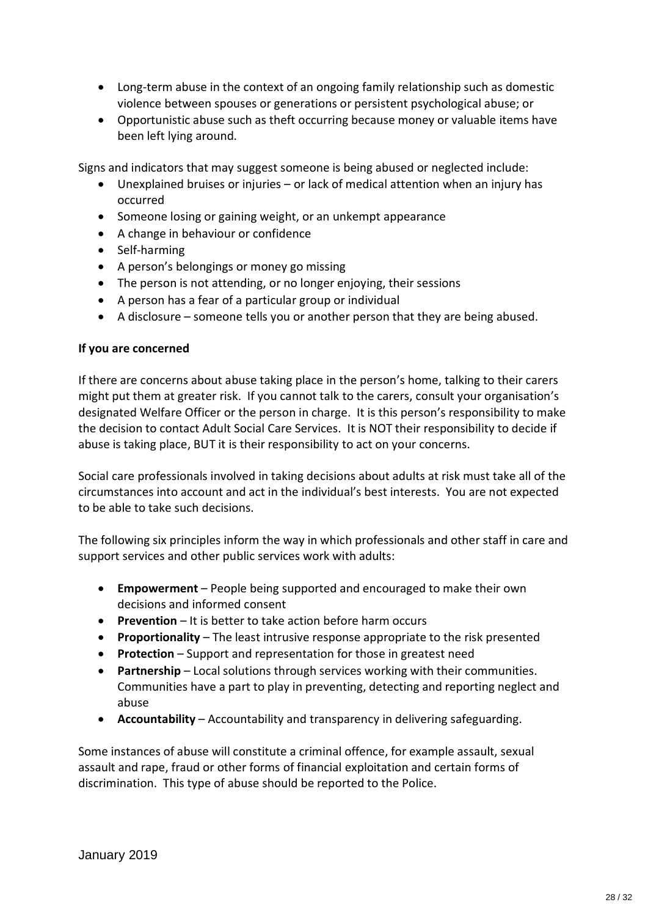- Long-term abuse in the context of an ongoing family relationship such as domestic violence between spouses or generations or persistent psychological abuse; or
- Opportunistic abuse such as theft occurring because money or valuable items have been left lying around.

Signs and indicators that may suggest someone is being abused or neglected include:

- Unexplained bruises or injuries – or lack of medical attention when an injury has occurred
- Someone losing or gaining weight, or an unkempt appearance
- A change in behaviour or confidence
- Self-harming
- A person's belongings or money go missing
- The person is not attending, or no longer enjoying, their sessions
- A person has a fear of a particular group or individual
- A disclosure – someone tells you or another person that they are being abused.

**If you are concerned**

If there are concerns about abuse taking place in the person's home, talking to their carers might put them at greater risk. If you cannot talk to the carers, consult your organisation's designated Welfare Officer or the person in charge. It is this person's responsibility to make the decision to contact Adult Social Care Services. It is NOT their responsibility to decide if abuse is taking place, BUT it is their responsibility to act on your concerns.

Social care professionals involved in taking decisions about adults at risk must take all of the circumstances into account and act in the individual's best interests. You are not expected to be able to take such decisions.

The following six principles inform the way in which professionals and other staff in care and support services and other public services work with adults:

- **Empowerment** – People being supported and encouraged to make their own decisions and informed consent
- **Prevention** – It is better to take action before harm occurs
- **Proportionality** – The least intrusive response appropriate to the risk presented
- **Protection** – Support and representation for those in greatest need
- **Partnership** – Local solutions through services working with their communities. Communities have a part to play in preventing, detecting and reporting neglect and abuse
- **Accountability** – Accountability and transparency in delivering safeguarding.

Some instances of abuse will constitute a criminal offence, for example assault, sexual assault and rape, fraud or other forms of financial exploitation and certain forms of discrimination. This type of abuse should be reported to the Police.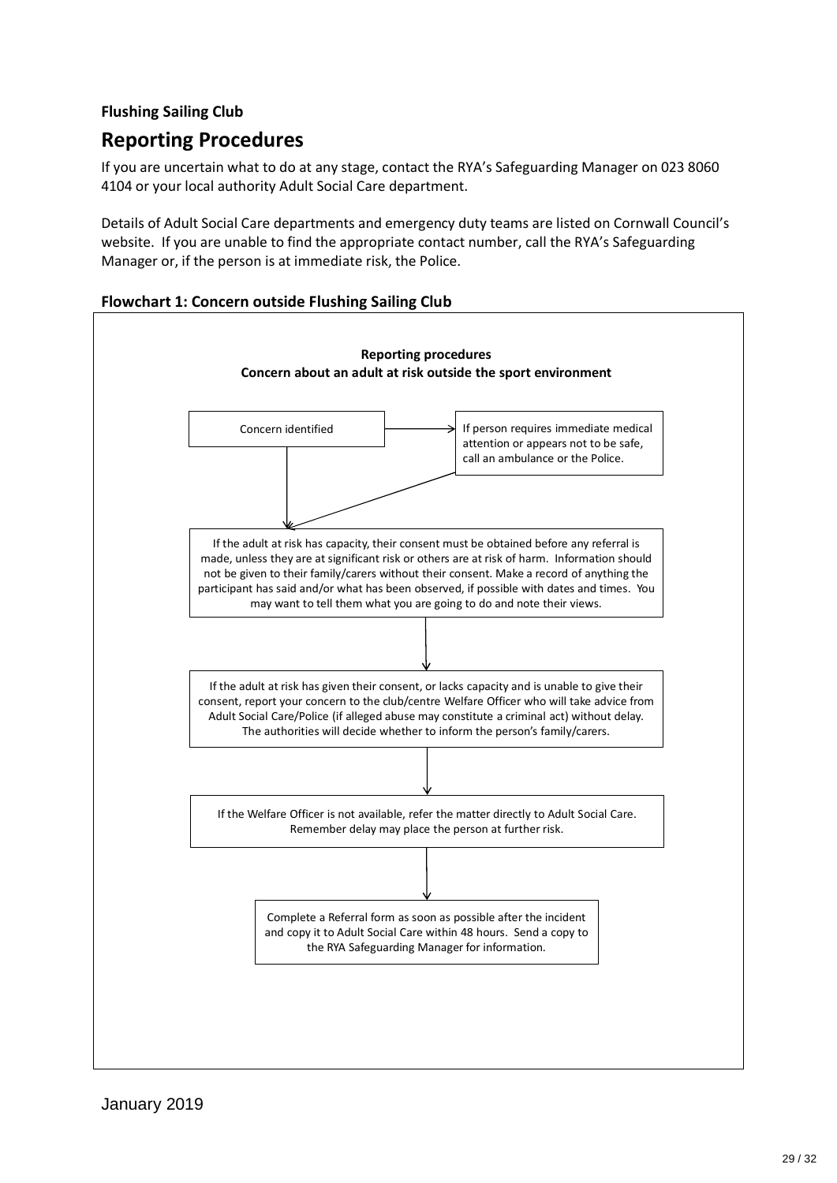**Flushing Sailing Club**

## Reporting Procedures

If you are uncertain what to do at any stage, contact the RYA's Safeguarding Manager on 023 8060 4104 or your local authority Adult Social Care department.

Details of Adult Social Care departments and emergency duty teams are listed on Cornwall Council's website. If you are unable to find the appropriate contact number, call the RYA's Safeguarding Manager or, if the person is at immediate risk, the Police.

### Flowchart 1: Concern outside Flushing Sailing Club

**Reporting procedures**
**Concern about an adult at risk outside the sport environment**

Concern identified → If person requires immediate medical attention or appears not to be safe, call an ambulance or the Police.

↓

If the adult at risk has capacity, their consent must be obtained before any referral is made, unless they are at significant risk or others are at risk of harm. Information should not be given to their family/carers without their consent. Make a record of anything the participant has said and/or what has been observed, if possible with dates and times. You may want to tell them what you are going to do and note their views.

↓

If the adult at risk has given their consent, or lacks capacity and is unable to give their consent, report your concern to the club/centre Welfare Officer who will take advice from Adult Social Care/Police (if alleged abuse may constitute a criminal act) without delay. The authorities will decide whether to inform the person's family/carers.

↓

If the Welfare Officer is not available, refer the matter directly to Adult Social Care. Remember delay may place the person at further risk.

↓

Complete a Referral form as soon as possible after the incident and copy it to Adult Social Care within 48 hours. Send a copy to the RYA Safeguarding Manager for information.

January 2019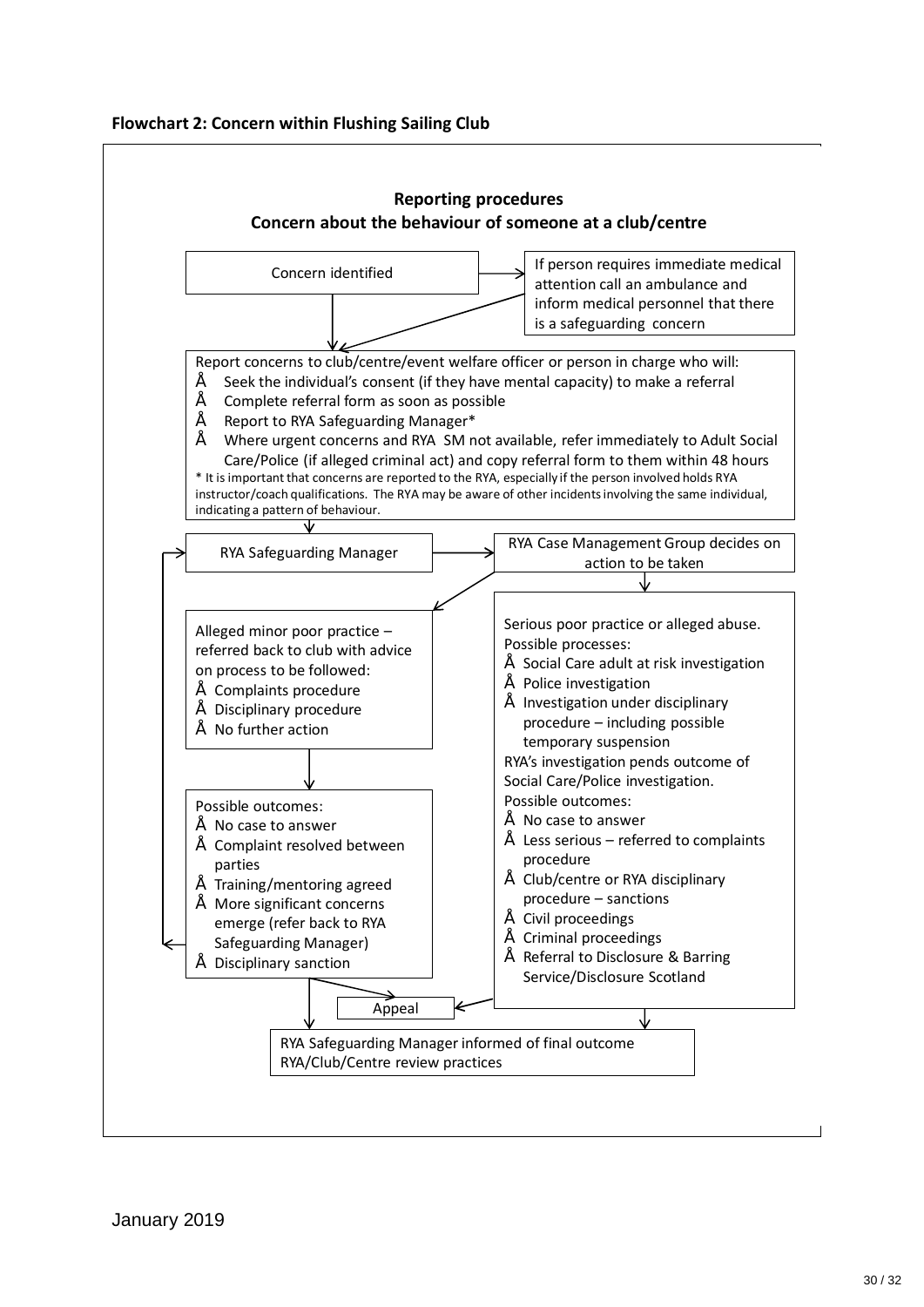**Flowchart 2: Concern within Flushing Sailing Club**

### Reporting procedures
### Concern about the behaviour of someone at a club/centre

Concern identified

If person requires immediate medical attention call an ambulance and inform medical personnel that there is a safeguarding concern

Report concerns to club/centre/event welfare officer or person in charge who will:

- Seek the individual's consent (if they have mental capacity) to make a referral
- Complete referral form as soon as possible
- Report to RYA Safeguarding Manager*
- Where urgent concerns and RYA SM not available, refer immediately to Adult Social Care/Police (if alleged criminal act) and copy referral form to them within 48 hours

* It is important that concerns are reported to the RYA, especially if the person involved holds RYA instructor/coach qualifications. The RYA may be aware of other incidents involving the same individual, indicating a pattern of behaviour.

RYA Safeguarding Manager

RYA Case Management Group decides on action to be taken

Alleged minor poor practice – referred back to club with advice on process to be followed:

- Complaints procedure
- Disciplinary procedure
- No further action

Possible outcomes:

- No case to answer
- Complaint resolved between parties
- Training/mentoring agreed
- More significant concerns emerge (refer back to RYA Safeguarding Manager)
- Disciplinary sanction

Serious poor practice or alleged abuse.
Possible processes:

- Social Care adult at risk investigation
- Police investigation
- Investigation under disciplinary procedure – including possible temporary suspension

RYA's investigation pends outcome of Social Care/Police investigation.
Possible outcomes:

- No case to answer
- Less serious – referred to complaints procedure
- Club/centre or RYA disciplinary procedure – sanctions
- Civil proceedings
- Criminal proceedings
- Referral to Disclosure & Barring Service/Disclosure Scotland

Appeal

RYA Safeguarding Manager informed of final outcome
RYA/Club/Centre review practices

January 2019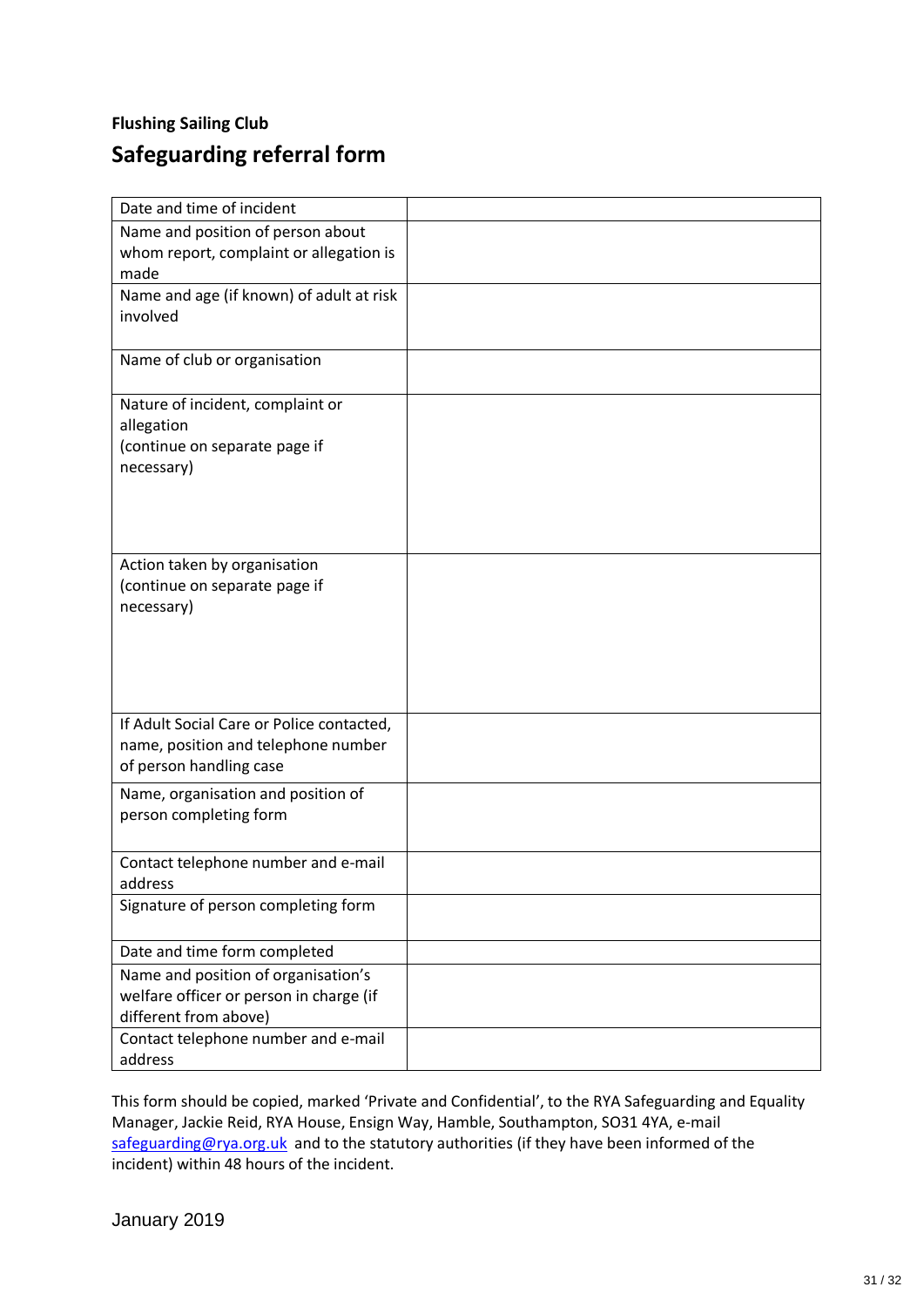**Flushing Sailing Club**

## Safeguarding referral form

| | |
|---|---|
| Date and time of incident | |
| Name and position of person about whom report, complaint or allegation is made | |
| Name and age (if known) of adult at risk involved | |
| Name of club or organisation | |
| Nature of incident, complaint or allegation (continue on separate page if necessary) | |
| Action taken by organisation (continue on separate page if necessary) | |
| If Adult Social Care or Police contacted, name, position and telephone number of person handling case | |
| Name, organisation and position of person completing form | |
| Contact telephone number and e-mail address | |
| Signature of person completing form | |
| Date and time form completed | |
| Name and position of organisation's welfare officer or person in charge (if different from above) | |
| Contact telephone number and e-mail address | |

This form should be copied, marked 'Private and Confidential', to the RYA Safeguarding and Equality Manager, Jackie Reid, RYA House, Ensign Way, Hamble, Southampton, SO31 4YA, e-mail safeguarding@rya.org.uk and to the statutory authorities (if they have been informed of the incident) within 48 hours of the incident.

January 2019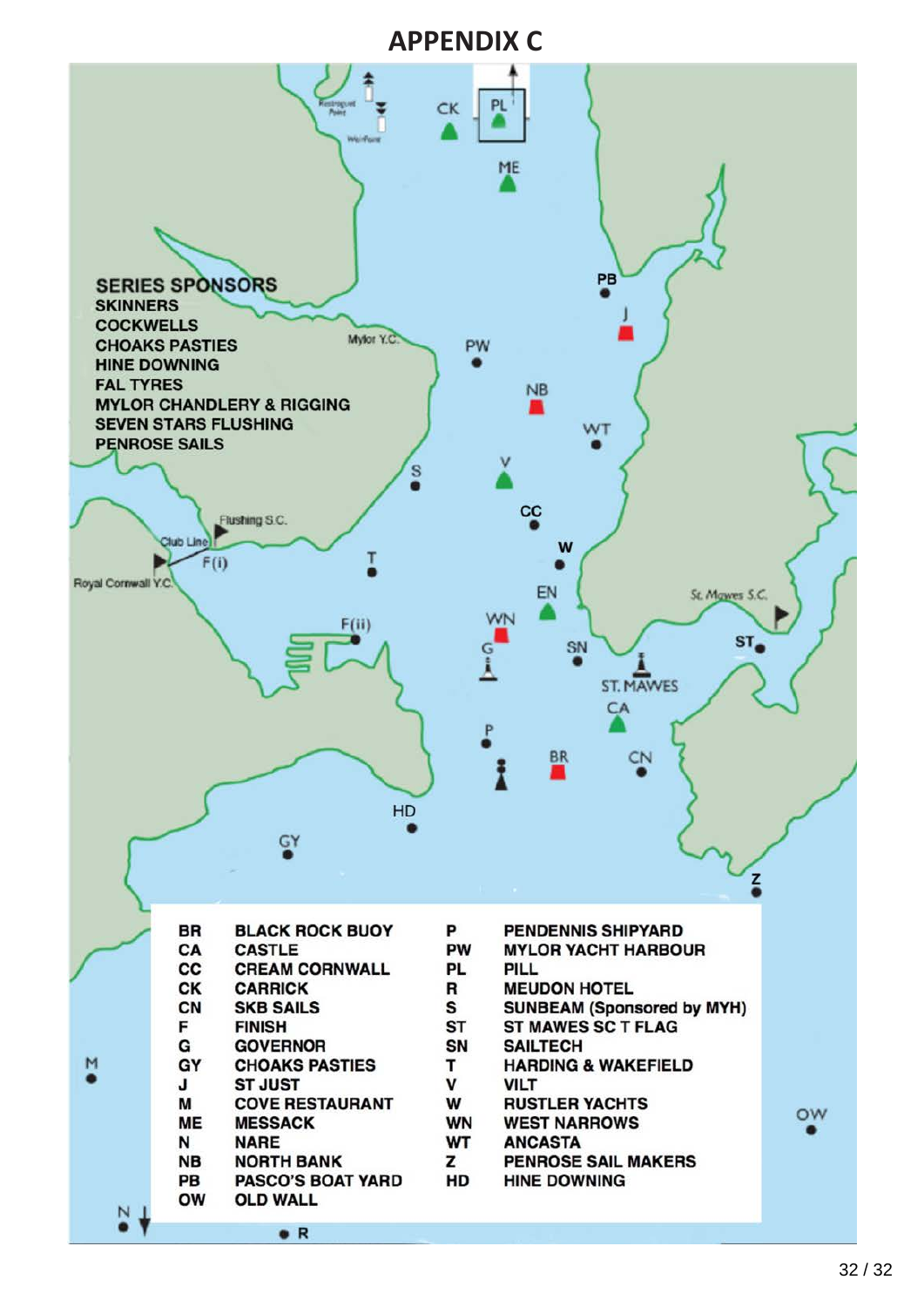# APPENDIX C

SERIES SPONSORS
SKINNERS
COCKWELLS
CHOAKS PASTIES
HINE DOWNING
FAL TYRES
MYLOR CHANDLERY & RIGGING
SEVEN STARS FLUSHING
PENROSE SAILS

| | | | |
|---|---|---|---|
| BR | BLACK ROCK BUOY | P | PENDENNIS SHIPYARD |
| CA | CASTLE | PW | MYLOR YACHT HARBOUR |
| CC | CREAM CORNWALL | PL | PILL |
| CK | CARRICK | R | MEUDON HOTEL |
| CN | SKB SAILS | S | SUNBEAM (Sponsored by MYH) |
| F | FINISH | ST | ST MAWES SC T FLAG |
| G | GOVERNOR | SN | SAILTECH |
| GY | CHOAKS PASTIES | T | HARDING & WAKEFIELD |
| J | ST JUST | V | VILT |
| M | COVE RESTAURANT | W | RUSTLER YACHTS |
| ME | MESSACK | WN | WEST NARROWS |
| N | NARE | WT | ANCASTA |
| NB | NORTH BANK | Z | PENROSE SAIL MAKERS |
| PB | PASCO'S BOAT YARD | HD | HINE DOWNING |
| OW | OLD WALL | | |